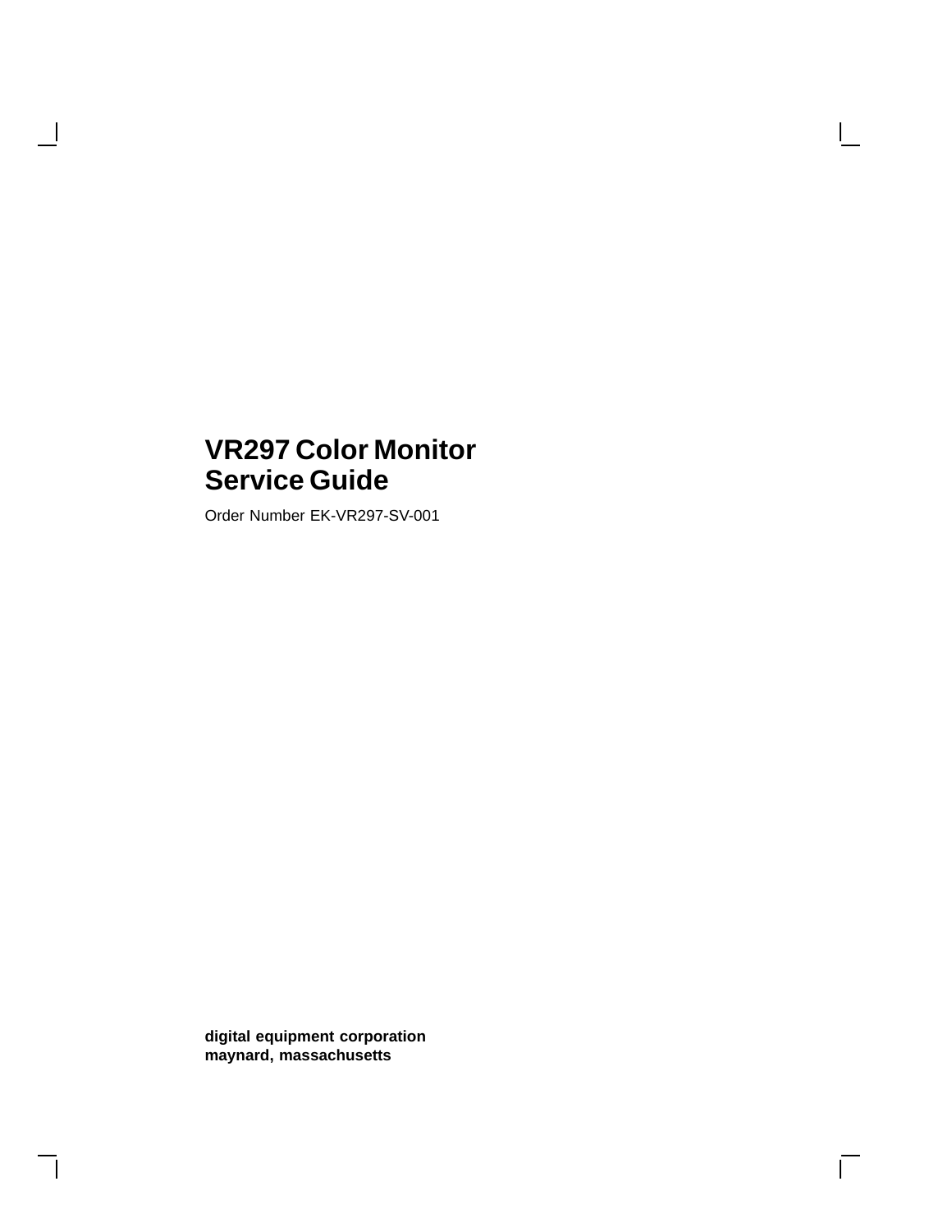# VR297 Color Monitor Service Guide

Order Number EK-VR297-SV-001

**digital equipment corporation**
**maynard, massachusetts**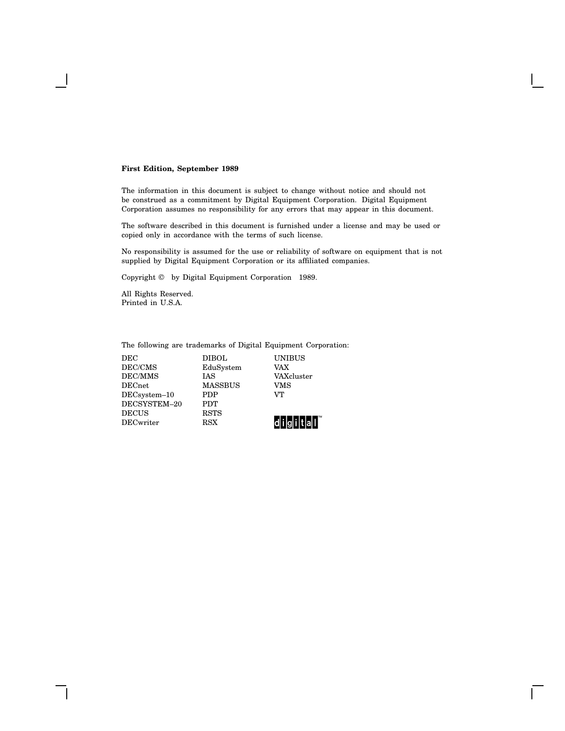**First Edition, September 1989**

The information in this document is subject to change without notice and should not be construed as a commitment by Digital Equipment Corporation. Digital Equipment Corporation assumes no responsibility for any errors that may appear in this document.

The software described in this document is furnished under a license and may be used or copied only in accordance with the terms of such license.

No responsibility is assumed for the use or reliability of software on equipment that is not supplied by Digital Equipment Corporation or its affiliated companies.

Copyright © by Digital Equipment Corporation 1989.

All Rights Reserved.
Printed in U.S.A.

The following are trademarks of Digital Equipment Corporation:

| | | |
|---|---|---|
| DEC | DIBOL | UNIBUS |
| DEC/CMS | EduSystem | VAX |
| DEC/MMS | IAS | VAXcluster |
| DECnet | MASSBUS | VMS |
| DECsystem–10 | PDP | VT |
| DECSYSTEM–20 | PDT | |
| DECUS | RSTS | |
| DECwriter | RSX | digital™ |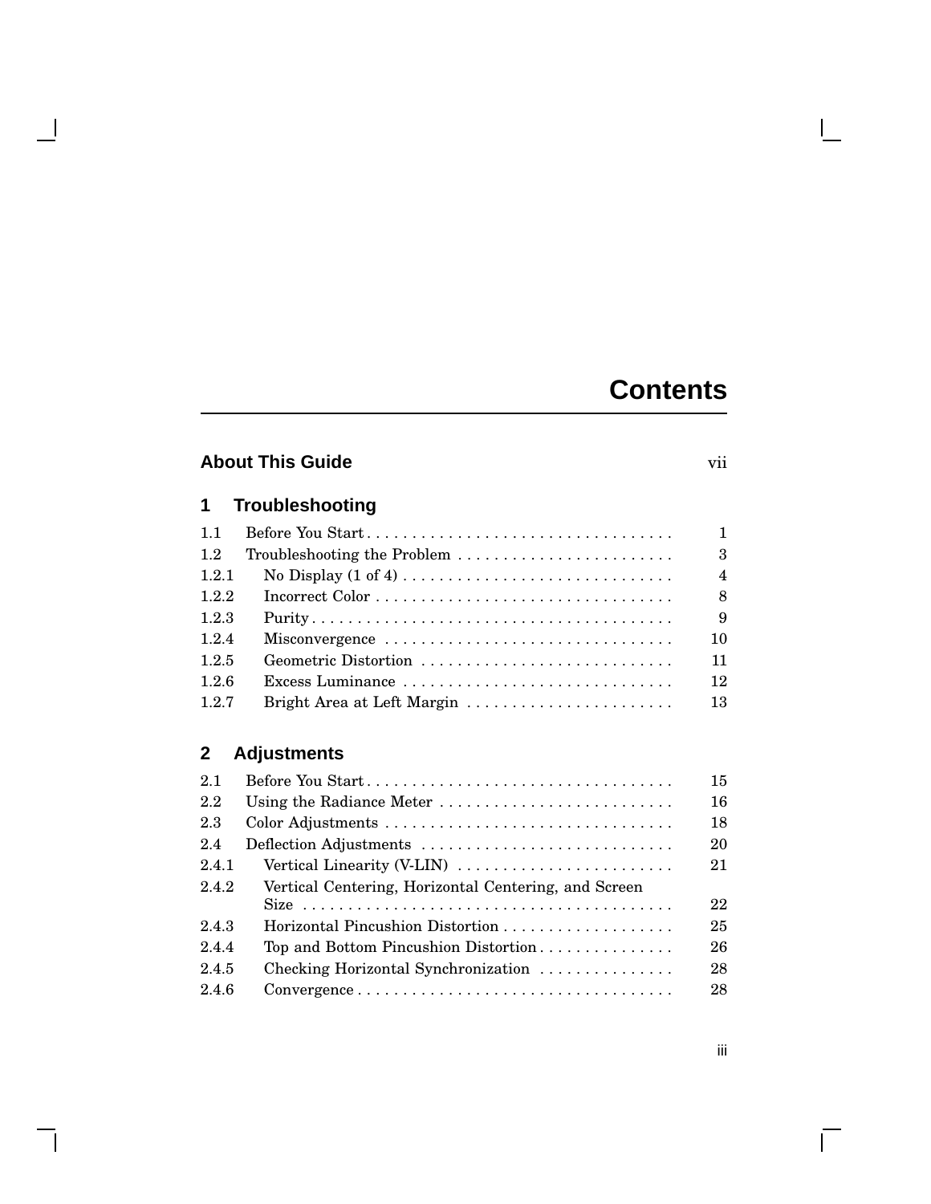# Contents

**About This Guide** vii

## 1 Troubleshooting

| | | |
|---|---|---|
| 1.1 | Before You Start | 1 |
| 1.2 | Troubleshooting the Problem | 3 |
| 1.2.1 | No Display (1 of 4) | 4 |
| 1.2.2 | Incorrect Color | 8 |
| 1.2.3 | Purity | 9 |
| 1.2.4 | Misconvergence | 10 |
| 1.2.5 | Geometric Distortion | 11 |
| 1.2.6 | Excess Luminance | 12 |
| 1.2.7 | Bright Area at Left Margin | 13 |

## 2 Adjustments

| | | |
|---|---|---|
| 2.1 | Before You Start | 15 |
| 2.2 | Using the Radiance Meter | 16 |
| 2.3 | Color Adjustments | 18 |
| 2.4 | Deflection Adjustments | 20 |
| 2.4.1 | Vertical Linearity (V-LIN) | 21 |
| 2.4.2 | Vertical Centering, Horizontal Centering, and Screen Size | 22 |
| 2.4.3 | Horizontal Pincushion Distortion | 25 |
| 2.4.4 | Top and Bottom Pincushion Distortion | 26 |
| 2.4.5 | Checking Horizontal Synchronization | 28 |
| 2.4.6 | Convergence | 28 |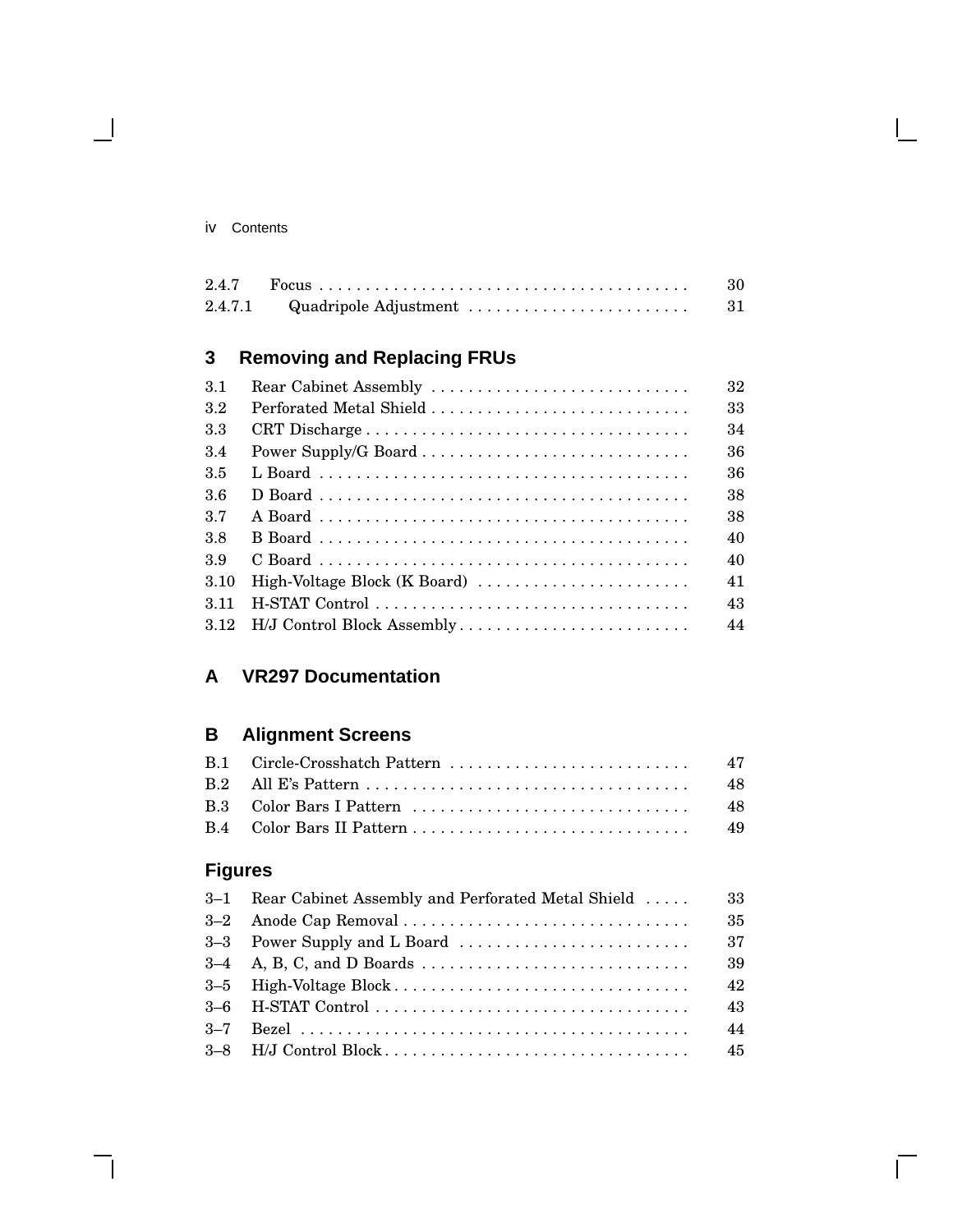| | | |
|---|---|---|
| 2.4.7 | Focus | 30 |
| 2.4.7.1 | Quadripole Adjustment | 31 |

## 3 Removing and Replacing FRUs

| | | |
|---|---|---|
| 3.1 | Rear Cabinet Assembly | 32 |
| 3.2 | Perforated Metal Shield | 33 |
| 3.3 | CRT Discharge | 34 |
| 3.4 | Power Supply/G Board | 36 |
| 3.5 | L Board | 36 |
| 3.6 | D Board | 38 |
| 3.7 | A Board | 38 |
| 3.8 | B Board | 40 |
| 3.9 | C Board | 40 |
| 3.10 | High-Voltage Block (K Board) | 41 |
| 3.11 | H-STAT Control | 43 |
| 3.12 | H/J Control Block Assembly | 44 |

## A VR297 Documentation

## B Alignment Screens

| | | |
|---|---|---|
| B.1 | Circle-Crosshatch Pattern | 47 |
| B.2 | All E's Pattern | 48 |
| B.3 | Color Bars I Pattern | 48 |
| B.4 | Color Bars II Pattern | 49 |

## Figures

| | | |
|---|---|---|
| 3–1 | Rear Cabinet Assembly and Perforated Metal Shield | 33 |
| 3–2 | Anode Cap Removal | 35 |
| 3–3 | Power Supply and L Board | 37 |
| 3–4 | A, B, C, and D Boards | 39 |
| 3–5 | High-Voltage Block | 42 |
| 3–6 | H-STAT Control | 43 |
| 3–7 | Bezel | 44 |
| 3–8 | H/J Control Block | 45 |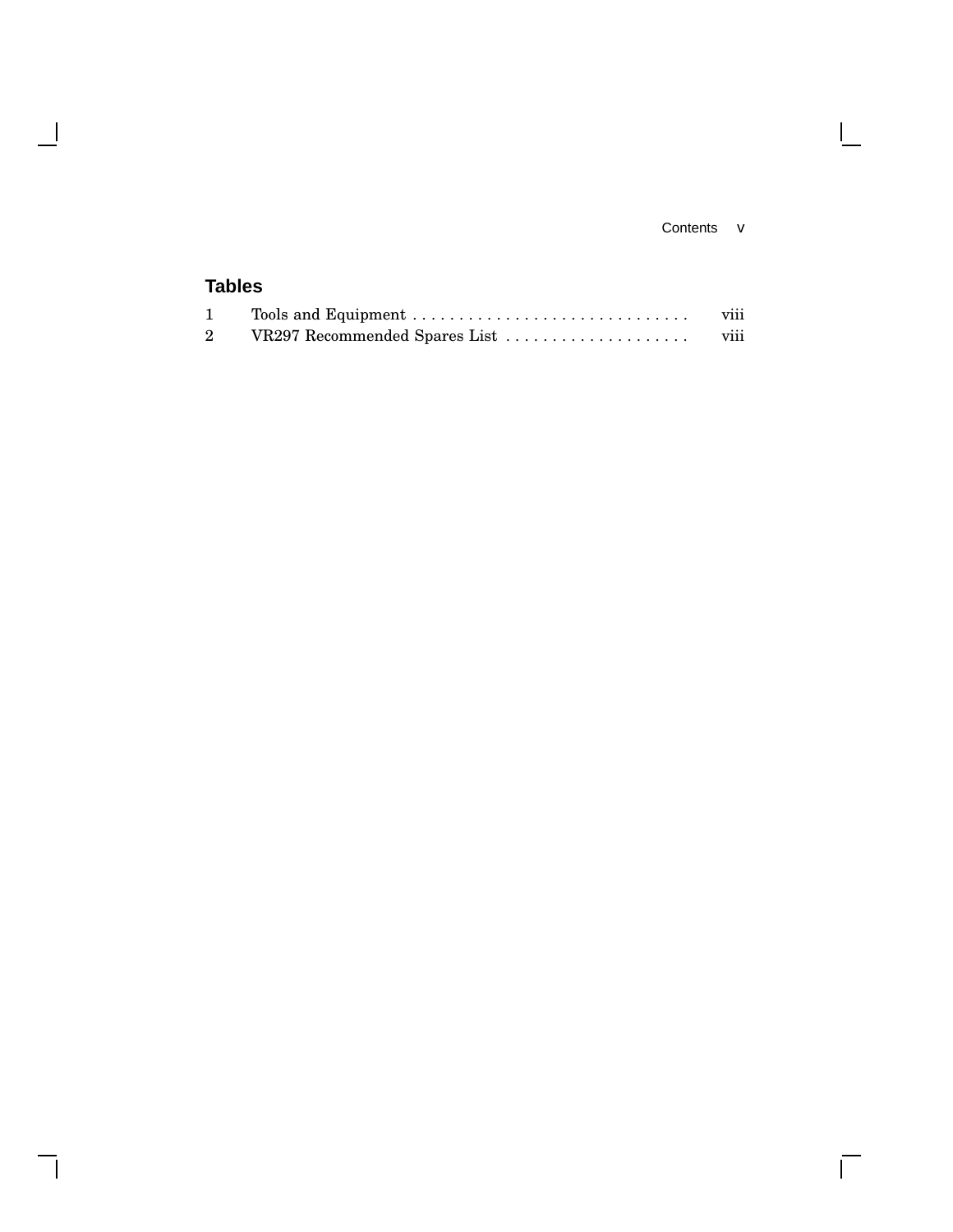## Tables

| | | |
|---|---|---|
| 1 | Tools and Equipment . . . . . . . . . . . . . . . . . . . . . . . . . . . . . . | viii |
| 2 | VR297 Recommended Spares List . . . . . . . . . . . . . . . . . . . . | viii |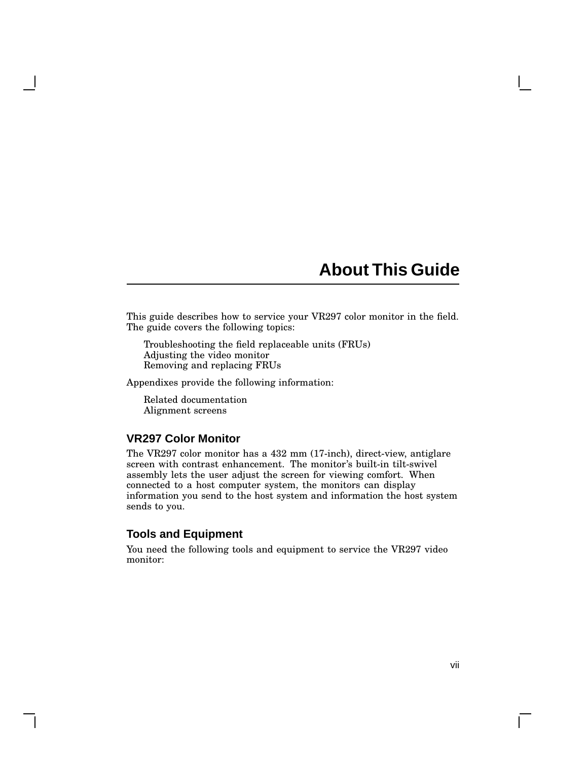# About This Guide

This guide describes how to service your VR297 color monitor in the field. The guide covers the following topics:

- Troubleshooting the field replaceable units (FRUs)
- Adjusting the video monitor
- Removing and replacing FRUs

Appendixes provide the following information:

- Related documentation
- Alignment screens

## VR297 Color Monitor

The VR297 color monitor has a 432 mm (17-inch), direct-view, antiglare screen with contrast enhancement. The monitor's built-in tilt-swivel assembly lets the user adjust the screen for viewing comfort. When connected to a host computer system, the monitors can display information you send to the host system and information the host system sends to you.

## Tools and Equipment

You need the following tools and equipment to service the VR297 video monitor: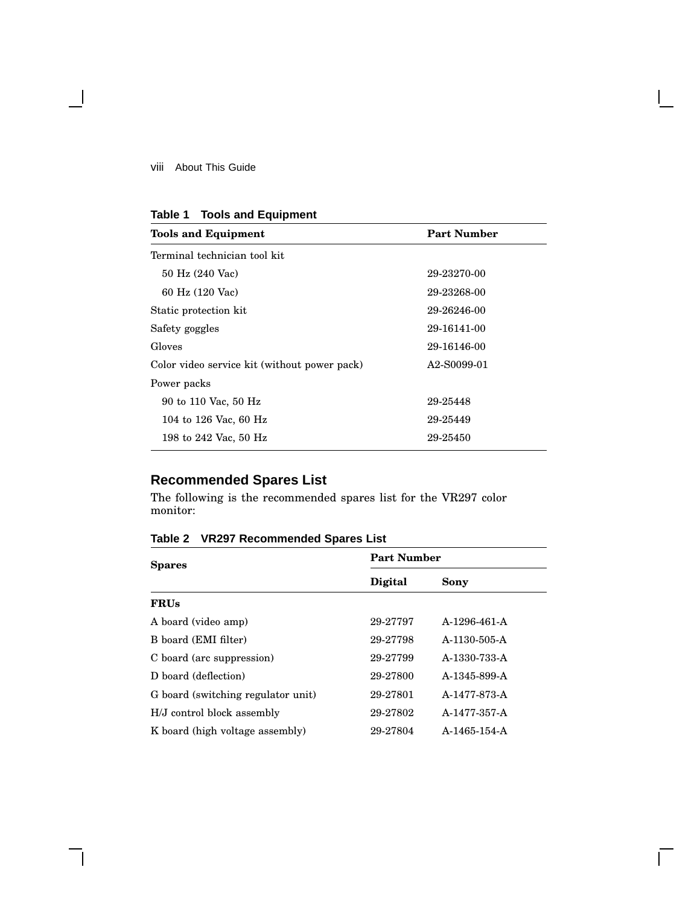**Table 1 Tools and Equipment**

| Tools and Equipment | Part Number |
|---|---|
| Terminal technician tool kit | |
|   50 Hz (240 Vac) | 29-23270-00 |
|   60 Hz (120 Vac) | 29-23268-00 |
| Static protection kit | 29-26246-00 |
| Safety goggles | 29-16141-00 |
| Gloves | 29-16146-00 |
| Color video service kit (without power pack) | A2-S0099-01 |
| Power packs | |
|   90 to 110 Vac, 50 Hz | 29-25448 |
|   104 to 126 Vac, 60 Hz | 29-25449 |
|   198 to 242 Vac, 50 Hz | 29-25450 |

## Recommended Spares List

The following is the recommended spares list for the VR297 color monitor:

**Table 2 VR297 Recommended Spares List**

| Spares | Part Number | |
|---|---|---|
| | Digital | Sony |
| **FRUs** | | |
| A board (video amp) | 29-27797 | A-1296-461-A |
| B board (EMI filter) | 29-27798 | A-1130-505-A |
| C board (arc suppression) | 29-27799 | A-1330-733-A |
| D board (deflection) | 29-27800 | A-1345-899-A |
| G board (switching regulator unit) | 29-27801 | A-1477-873-A |
| H/J control block assembly | 29-27802 | A-1477-357-A |
| K board (high voltage assembly) | 29-27804 | A-1465-154-A |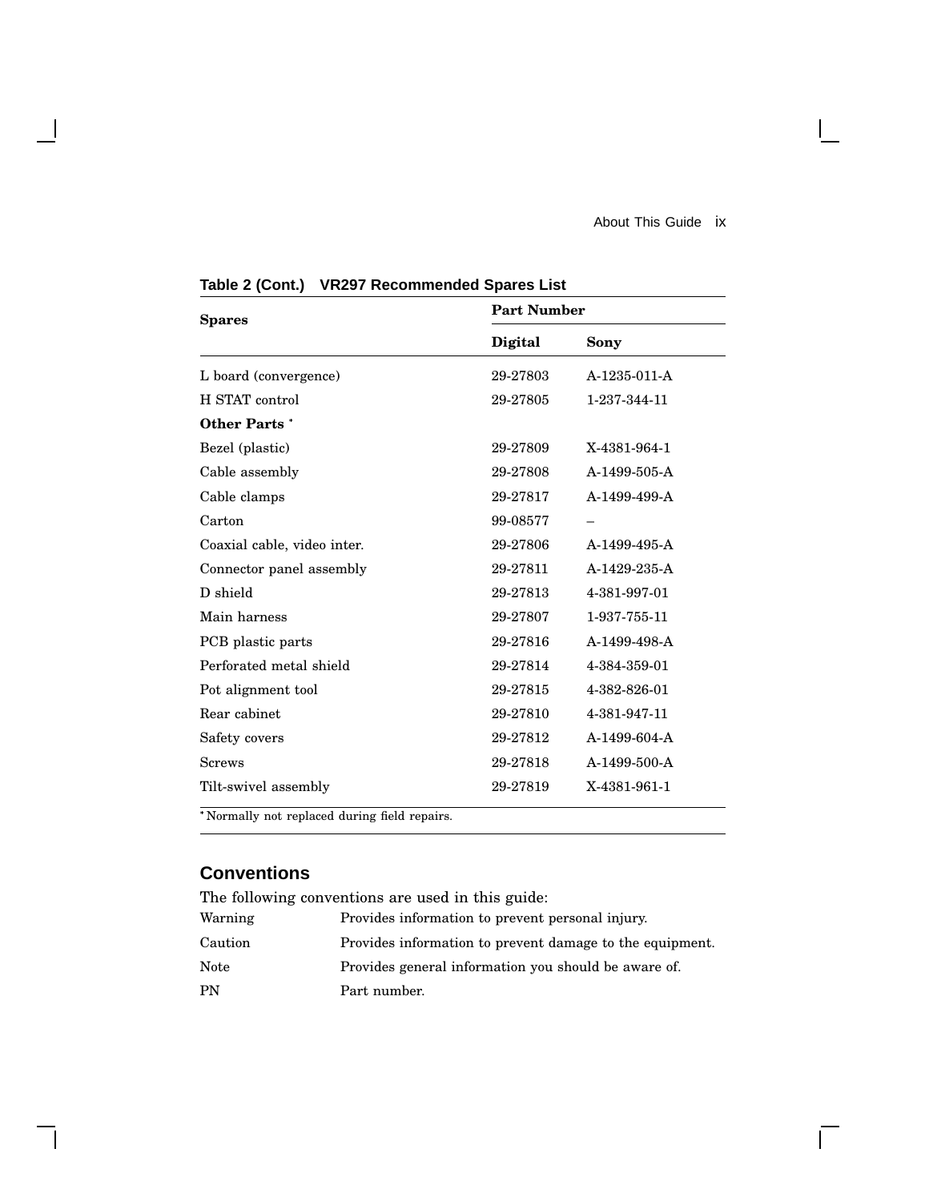**Table 2 (Cont.) VR297 Recommended Spares List**

| Spares | Part Number | |
|---|---|---|
| | **Digital** | **Sony** |
| L board (convergence) | 29-27803 | A-1235-011-A |
| H STAT control | 29-27805 | 1-237-344-11 |
| **Other Parts** * | | |
| Bezel (plastic) | 29-27809 | X-4381-964-1 |
| Cable assembly | 29-27808 | A-1499-505-A |
| Cable clamps | 29-27817 | A-1499-499-A |
| Carton | 99-08577 | – |
| Coaxial cable, video inter. | 29-27806 | A-1499-495-A |
| Connector panel assembly | 29-27811 | A-1429-235-A |
| D shield | 29-27813 | 4-381-997-01 |
| Main harness | 29-27807 | 1-937-755-11 |
| PCB plastic parts | 29-27816 | A-1499-498-A |
| Perforated metal shield | 29-27814 | 4-384-359-01 |
| Pot alignment tool | 29-27815 | 4-382-826-01 |
| Rear cabinet | 29-27810 | 4-381-947-11 |
| Safety covers | 29-27812 | A-1499-604-A |
| Screws | 29-27818 | A-1499-500-A |
| Tilt-swivel assembly | 29-27819 | X-4381-961-1 |

*Normally not replaced during field repairs.

## Conventions

The following conventions are used in this guide:

| | |
|---|---|
| Warning | Provides information to prevent personal injury. |
| Caution | Provides information to prevent damage to the equipment. |
| Note | Provides general information you should be aware of. |
| PN | Part number. |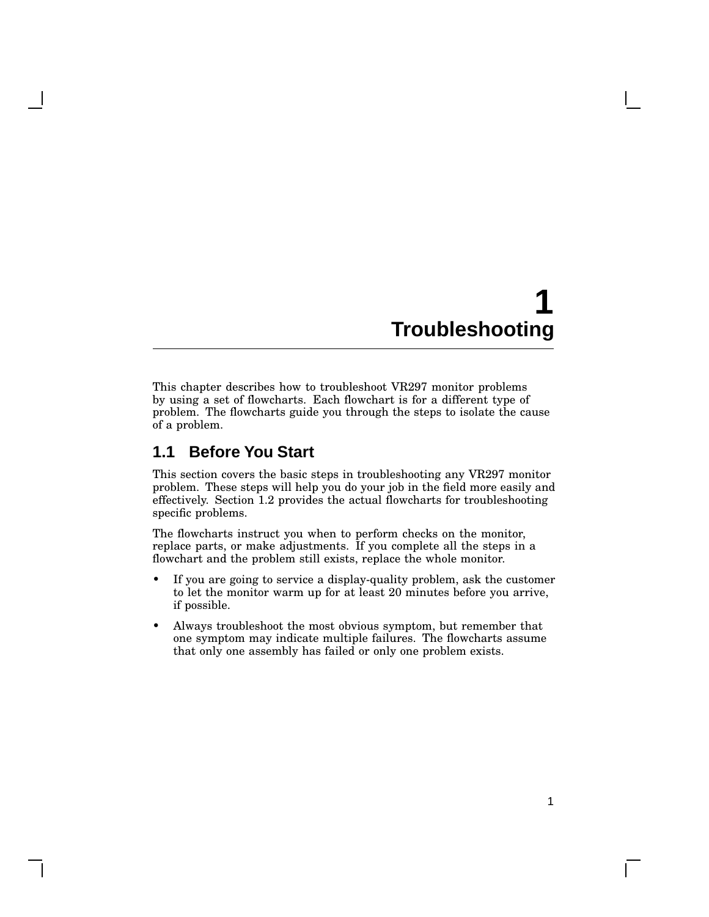# 1 Troubleshooting

This chapter describes how to troubleshoot VR297 monitor problems by using a set of flowcharts. Each flowchart is for a different type of problem. The flowcharts guide you through the steps to isolate the cause of a problem.

## 1.1 Before You Start

This section covers the basic steps in troubleshooting any VR297 monitor problem. These steps will help you do your job in the field more easily and effectively. Section 1.2 provides the actual flowcharts for troubleshooting specific problems.

The flowcharts instruct you when to perform checks on the monitor, replace parts, or make adjustments. If you complete all the steps in a flowchart and the problem still exists, replace the whole monitor.

- If you are going to service a display-quality problem, ask the customer to let the monitor warm up for at least 20 minutes before you arrive, if possible.
- Always troubleshoot the most obvious symptom, but remember that one symptom may indicate multiple failures. The flowcharts assume that only one assembly has failed or only one problem exists.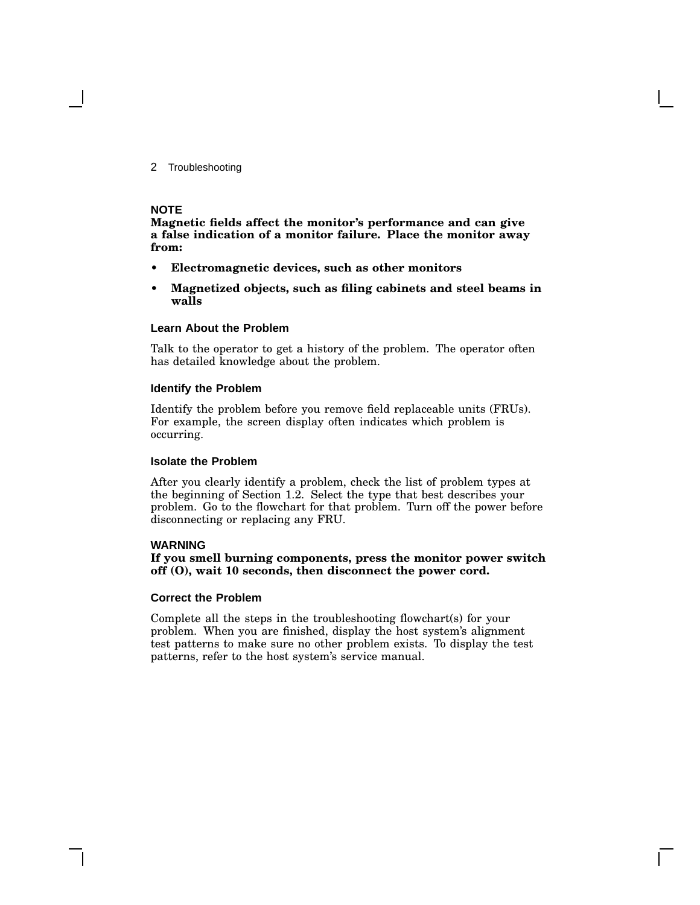**NOTE**
**Magnetic fields affect the monitor's performance and can give a false indication of a monitor failure. Place the monitor away from:**

- **Electromagnetic devices, such as other monitors**
- **Magnetized objects, such as filing cabinets and steel beams in walls**

### Learn About the Problem

Talk to the operator to get a history of the problem. The operator often has detailed knowledge about the problem.

### Identify the Problem

Identify the problem before you remove field replaceable units (FRUs). For example, the screen display often indicates which problem is occurring.

### Isolate the Problem

After you clearly identify a problem, check the list of problem types at the beginning of Section 1.2. Select the type that best describes your problem. Go to the flowchart for that problem. Turn off the power before disconnecting or replacing any FRU.

**WARNING**
**If you smell burning components, press the monitor power switch off (O), wait 10 seconds, then disconnect the power cord.**

### Correct the Problem

Complete all the steps in the troubleshooting flowchart(s) for your problem. When you are finished, display the host system's alignment test patterns to make sure no other problem exists. To display the test patterns, refer to the host system's service manual.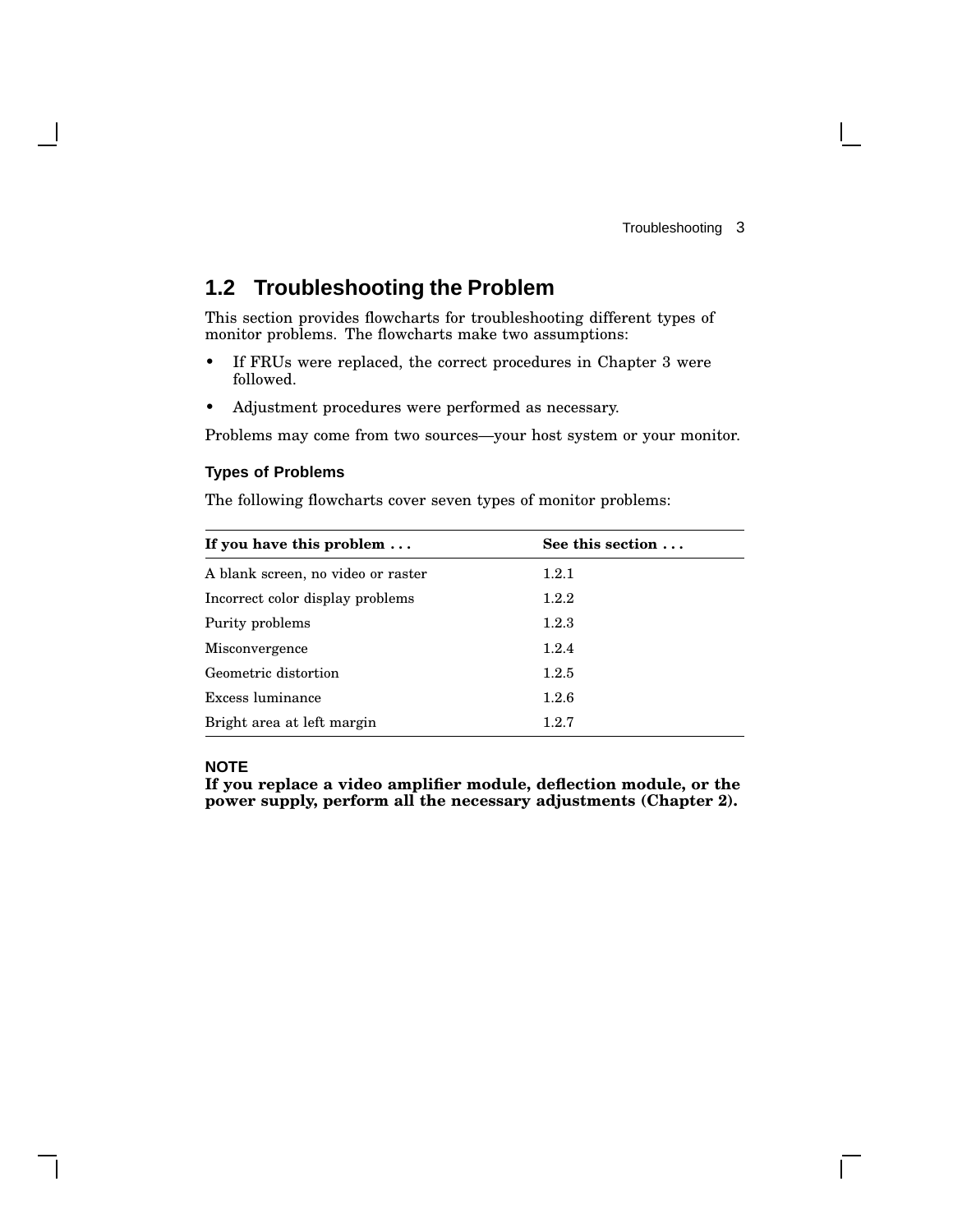## 1.2 Troubleshooting the Problem

This section provides flowcharts for troubleshooting different types of monitor problems. The flowcharts make two assumptions:

- If FRUs were replaced, the correct procedures in Chapter 3 were followed.
- Adjustment procedures were performed as necessary.

Problems may come from two sources—your host system or your monitor.

### Types of Problems

The following flowcharts cover seven types of monitor problems:

| If you have this problem . . . | See this section . . . |
|---|---|
| A blank screen, no video or raster | 1.2.1 |
| Incorrect color display problems | 1.2.2 |
| Purity problems | 1.2.3 |
| Misconvergence | 1.2.4 |
| Geometric distortion | 1.2.5 |
| Excess luminance | 1.2.6 |
| Bright area at left margin | 1.2.7 |

**NOTE**
**If you replace a video amplifier module, deflection module, or the power supply, perform all the necessary adjustments (Chapter 2).**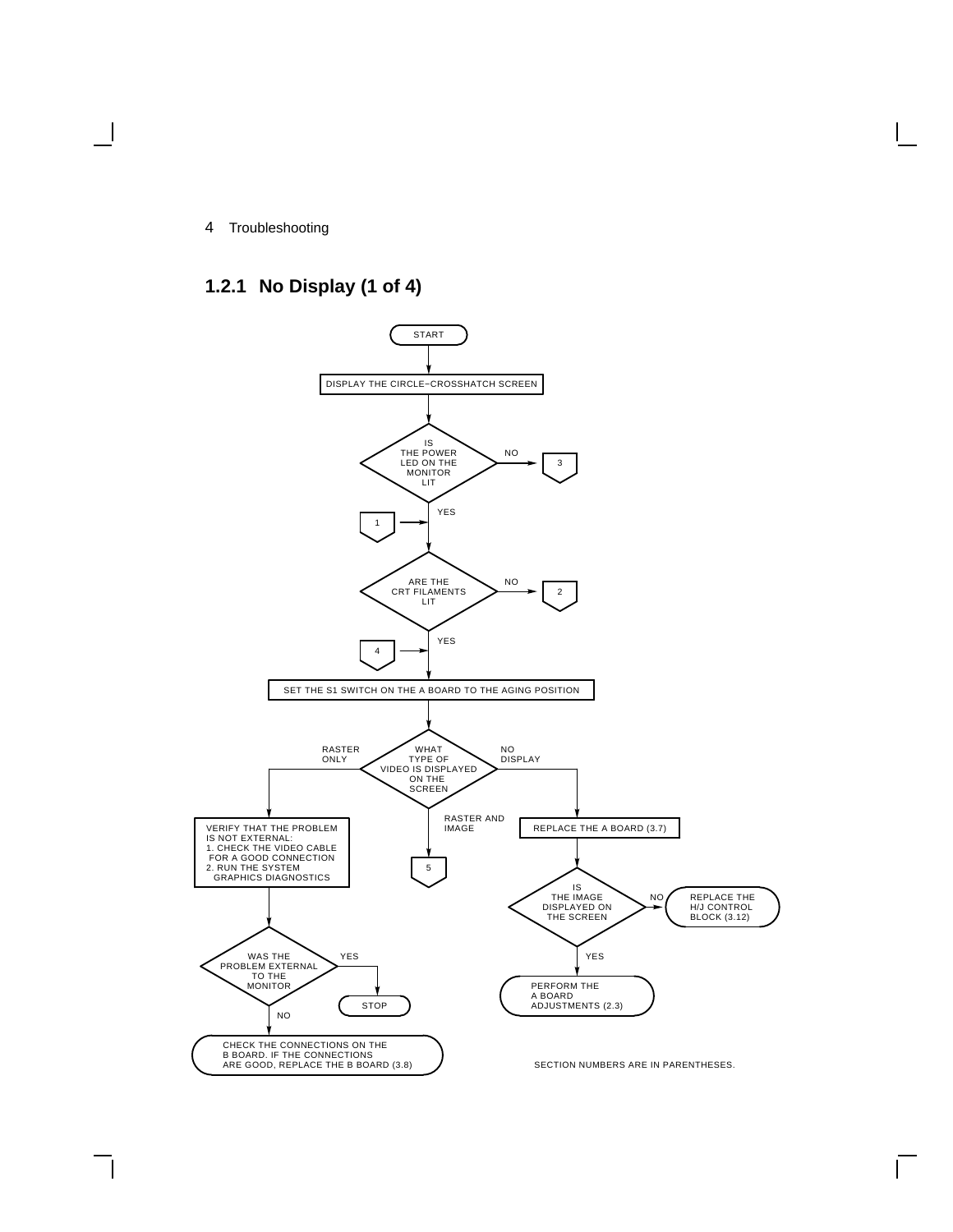## 1.2.1 No Display (1 of 4)

START

DISPLAY THE CIRCLE–CROSSHATCH SCREEN

IS THE POWER LED ON THE MONITOR LIT

- NO → 3
- YES

1 →

ARE THE CRT FILAMENTS LIT

- NO → 2
- YES

4 →

SET THE S1 SWITCH ON THE A BOARD TO THE AGING POSITION

WHAT TYPE OF VIDEO IS DISPLAYED ON THE SCREEN

- RASTER ONLY
- NO DISPLAY
- RASTER AND IMAGE → 5

RASTER ONLY:

VERIFY THAT THE PROBLEM IS NOT EXTERNAL:
1. CHECK THE VIDEO CABLE FOR A GOOD CONNECTION
2. RUN THE SYSTEM GRAPHICS DIAGNOSTICS

WAS THE PROBLEM EXTERNAL TO THE MONITOR

- YES → STOP
- NO → CHECK THE CONNECTIONS ON THE B BOARD. IF THE CONNECTIONS ARE GOOD, REPLACE THE B BOARD (3.8)

NO DISPLAY:

REPLACE THE A BOARD (3.7)

IS THE IMAGE DISPLAYED ON THE SCREEN

- NO → REPLACE THE H/J CONTROL BLOCK (3.12)
- YES → PERFORM THE A BOARD ADJUSTMENTS (2.3)

SECTION NUMBERS ARE IN PARENTHESES.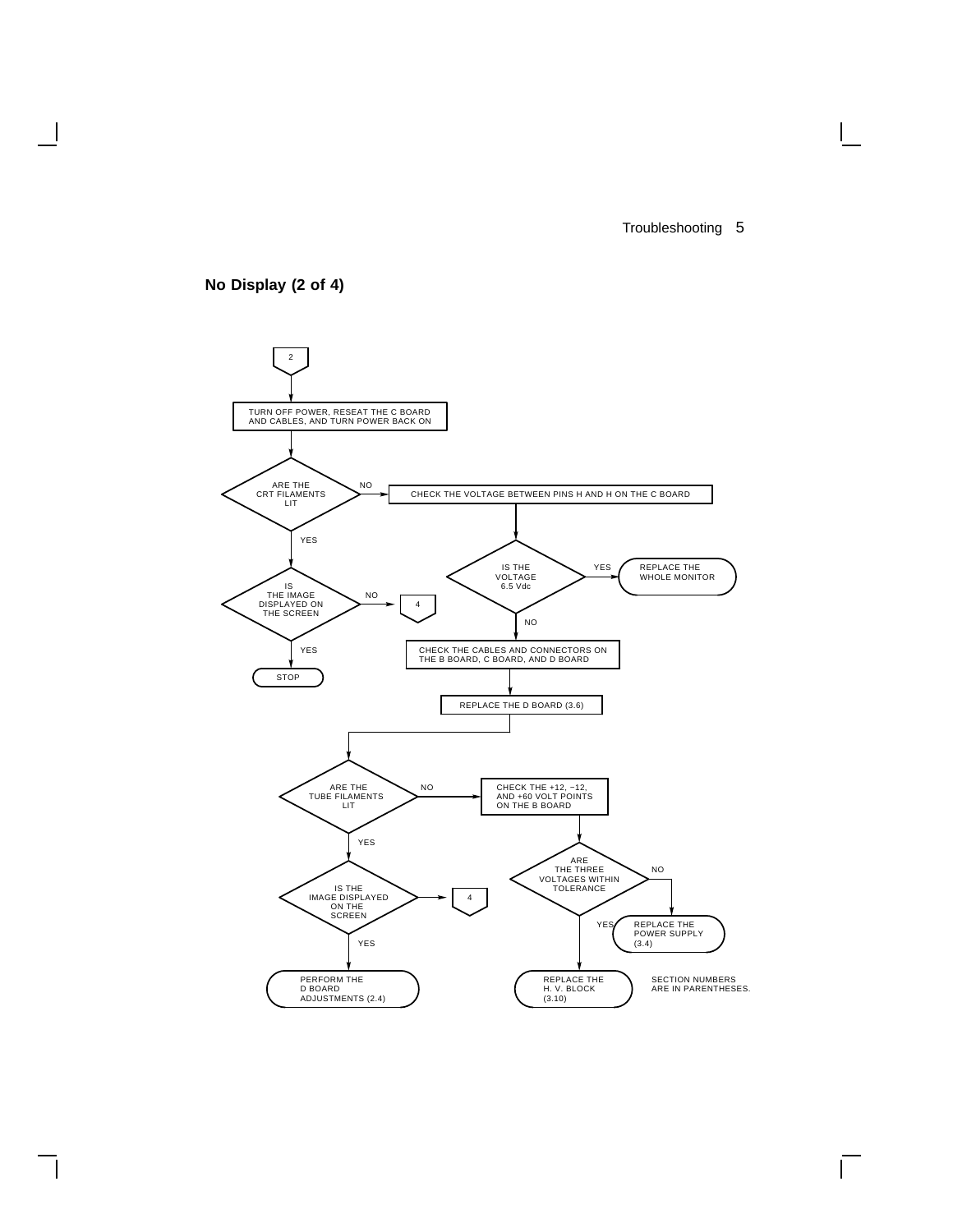## No Display (2 of 4)

2

TURN OFF POWER, RESEAT THE C BOARD AND CABLES, AND TURN POWER BACK ON

ARE THE CRT FILAMENTS LIT

NO

CHECK THE VOLTAGE BETWEEN PINS H AND H ON THE C BOARD

YES

IS THE VOLTAGE 6.5 Vdc

YES

REPLACE THE WHOLE MONITOR

IS THE IMAGE DISPLAYED ON THE SCREEN

NO

4

NO

CHECK THE CABLES AND CONNECTORS ON THE B BOARD, C BOARD, AND D BOARD

YES

STOP

REPLACE THE D BOARD (3.6)

ARE THE TUBE FILAMENTS LIT

NO

CHECK THE +12, −12, AND +60 VOLT POINTS ON THE B BOARD

YES

ARE THE THREE VOLTAGES WITHIN TOLERANCE

NO

IS THE IMAGE DISPLAYED ON THE SCREEN

4

YES

REPLACE THE POWER SUPPLY (3.4)

YES

PERFORM THE D BOARD ADJUSTMENTS (2.4)

REPLACE THE H. V. BLOCK (3.10)

SECTION NUMBERS ARE IN PARENTHESES.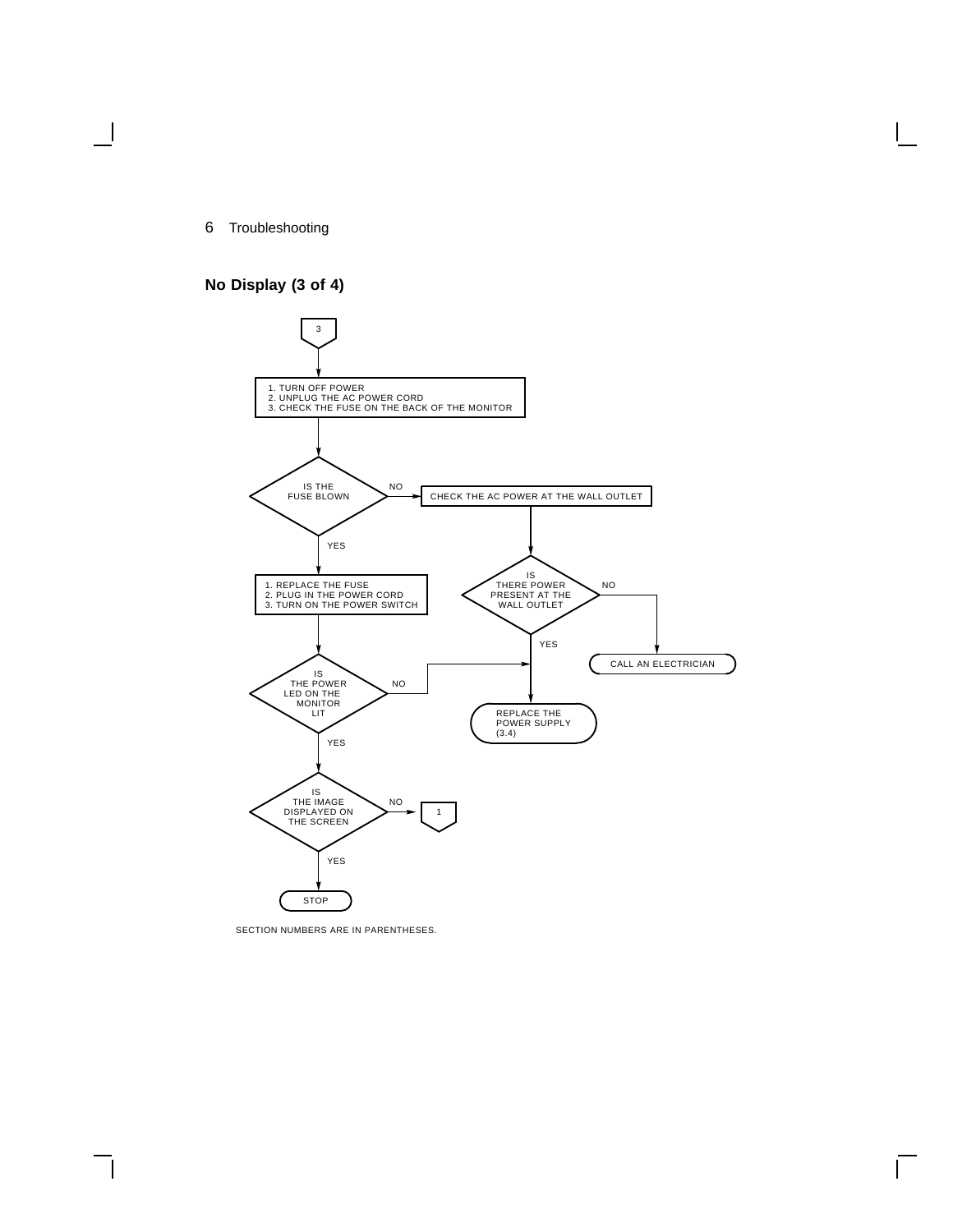## No Display (3 of 4)

3

1. TURN OFF POWER
2. UNPLUG THE AC POWER CORD
3. CHECK THE FUSE ON THE BACK OF THE MONITOR

IS THE FUSE BLOWN

NO → CHECK THE AC POWER AT THE WALL OUTLET

IS THERE POWER PRESENT AT THE WALL OUTLET

NO → CALL AN ELECTRICIAN

YES → REPLACE THE POWER SUPPLY (3.4)

YES →

1. REPLACE THE FUSE
2. PLUG IN THE POWER CORD
3. TURN ON THE POWER SWITCH

IS THE POWER LED ON THE MONITOR LIT

NO → REPLACE THE POWER SUPPLY (3.4)

YES →

IS THE IMAGE DISPLAYED ON THE SCREEN

NO → 1

YES → STOP

SECTION NUMBERS ARE IN PARENTHESES.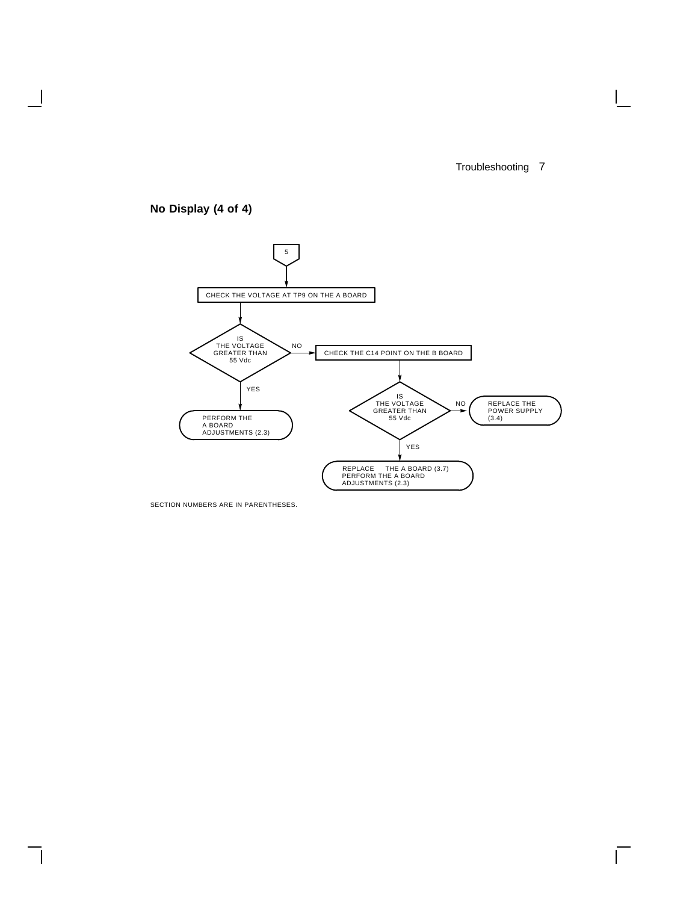## No Display (4 of 4)

5

CHECK THE VOLTAGE AT TP9 ON THE A BOARD

IS THE VOLTAGE GREATER THAN 55 Vdc

NO

CHECK THE C14 POINT ON THE B BOARD

YES

PERFORM THE A BOARD ADJUSTMENTS (2.3)

IS THE VOLTAGE GREATER THAN 55 Vdc

NO

REPLACE THE POWER SUPPLY (3.4)

YES

REPLACE THE A BOARD (3.7) PERFORM THE A BOARD ADJUSTMENTS (2.3)

SECTION NUMBERS ARE IN PARENTHESES.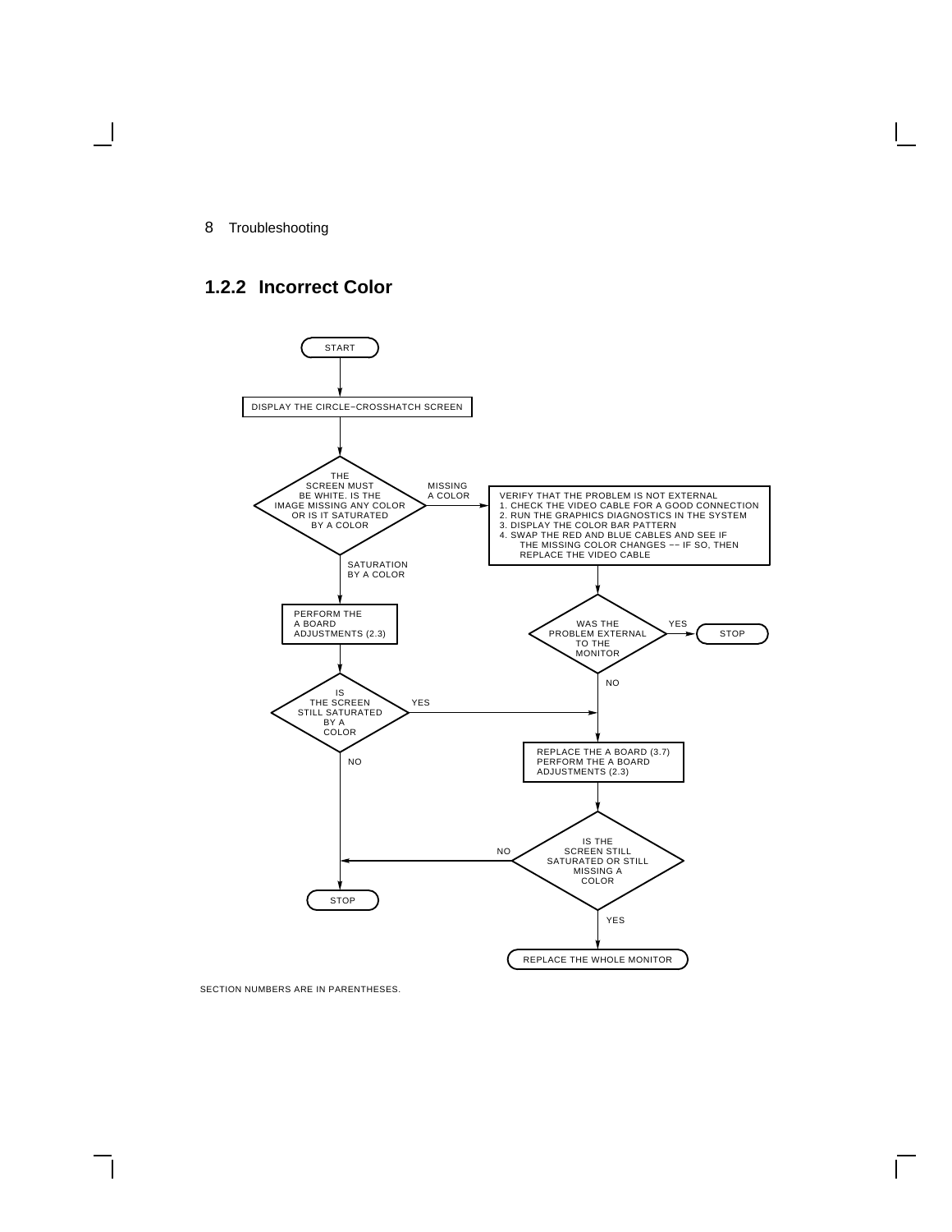## 1.2.2 Incorrect Color

START

DISPLAY THE CIRCLE–CROSSHATCH SCREEN

THE SCREEN MUST BE WHITE. IS THE IMAGE MISSING ANY COLOR OR IS IT SATURATED BY A COLOR

- MISSING A COLOR →

  VERIFY THAT THE PROBLEM IS NOT EXTERNAL
  1. CHECK THE VIDEO CABLE FOR A GOOD CONNECTION
  2. RUN THE GRAPHICS DIAGNOSTICS IN THE SYSTEM
  3. DISPLAY THE COLOR BAR PATTERN
  4. SWAP THE RED AND BLUE CABLES AND SEE IF THE MISSING COLOR CHANGES –– IF SO, THEN REPLACE THE VIDEO CABLE

  WAS THE PROBLEM EXTERNAL TO THE MONITOR

  - YES → STOP
  - NO → REPLACE THE A BOARD (3.7) PERFORM THE A BOARD ADJUSTMENTS (2.3)

- SATURATION BY A COLOR →

  PERFORM THE A BOARD ADJUSTMENTS (2.3)

  IS THE SCREEN STILL SATURATED BY A COLOR

  - YES → REPLACE THE A BOARD (3.7) PERFORM THE A BOARD ADJUSTMENTS (2.3)
  - NO → STOP

REPLACE THE A BOARD (3.7) PERFORM THE A BOARD ADJUSTMENTS (2.3)

IS THE SCREEN STILL SATURATED OR STILL MISSING A COLOR

- NO → STOP
- YES → REPLACE THE WHOLE MONITOR

SECTION NUMBERS ARE IN PARENTHESES.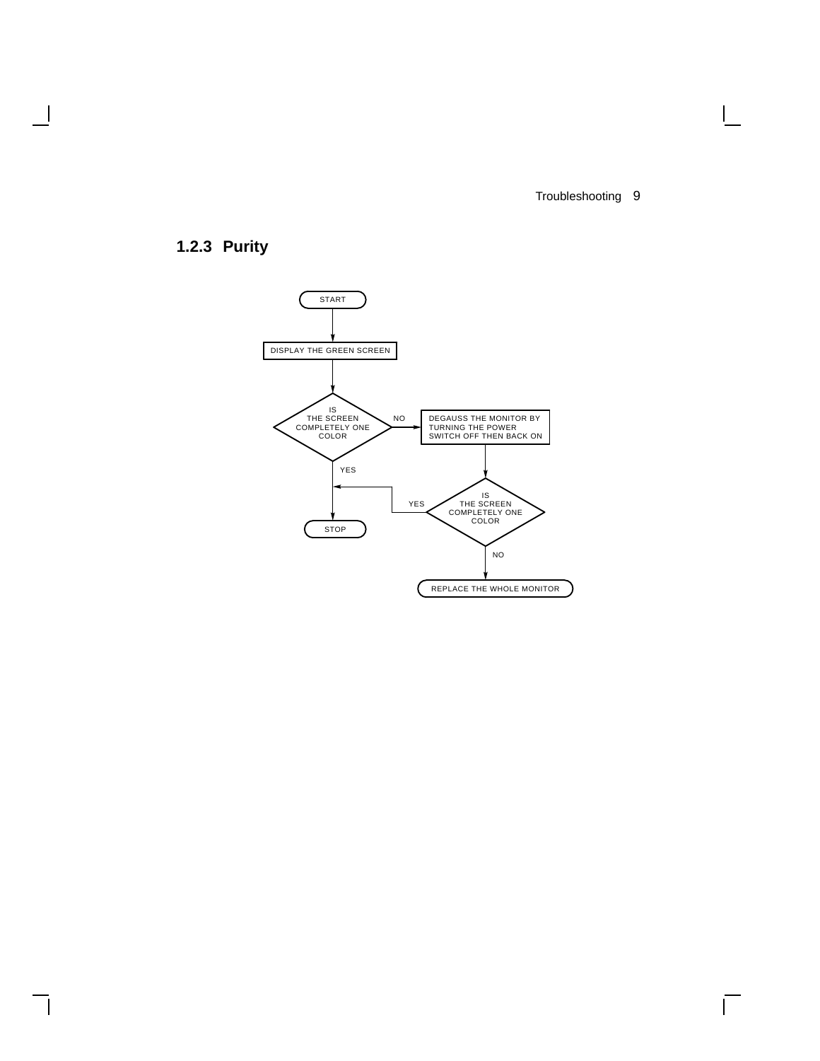### 1.2.3 Purity

START

DISPLAY THE GREEN SCREEN

IS THE SCREEN COMPLETELY ONE COLOR

NO

DEGAUSS THE MONITOR BY TURNING THE POWER SWITCH OFF THEN BACK ON

YES

IS THE SCREEN COMPLETELY ONE COLOR

YES

STOP

NO

REPLACE THE WHOLE MONITOR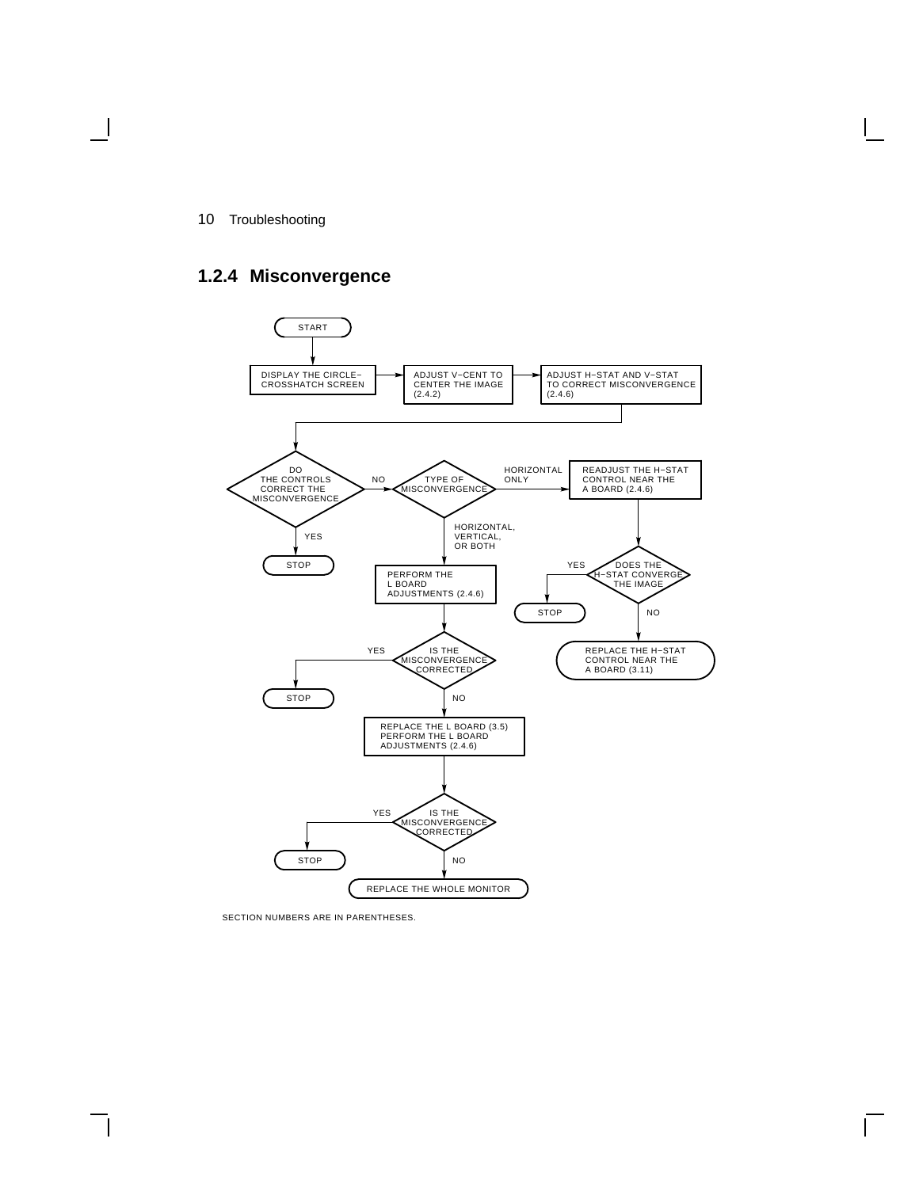## 1.2.4 Misconvergence

START

DISPLAY THE CIRCLE–CROSSHATCH SCREEN

ADJUST V–CENT TO CENTER THE IMAGE (2.4.2)

ADJUST H–STAT AND V–STAT TO CORRECT MISCONVERGENCE (2.4.6)

DO THE CONTROLS CORRECT THE MISCONVERGENCE

YES

STOP

NO

TYPE OF MISCONVERGENCE

HORIZONTAL ONLY

READJUST THE H–STAT CONTROL NEAR THE A BOARD (2.4.6)

DOES THE H–STAT CONVERGE THE IMAGE

YES

STOP

NO

REPLACE THE H–STAT CONTROL NEAR THE A BOARD (3.11)

HORIZONTAL, VERTICAL, OR BOTH

PERFORM THE L BOARD ADJUSTMENTS (2.4.6)

IS THE MISCONVERGENCE CORRECTED

YES

STOP

NO

REPLACE THE L BOARD (3.5) PERFORM THE L BOARD ADJUSTMENTS (2.4.6)

IS THE MISCONVERGENCE CORRECTED

YES

STOP

NO

REPLACE THE WHOLE MONITOR

SECTION NUMBERS ARE IN PARENTHESES.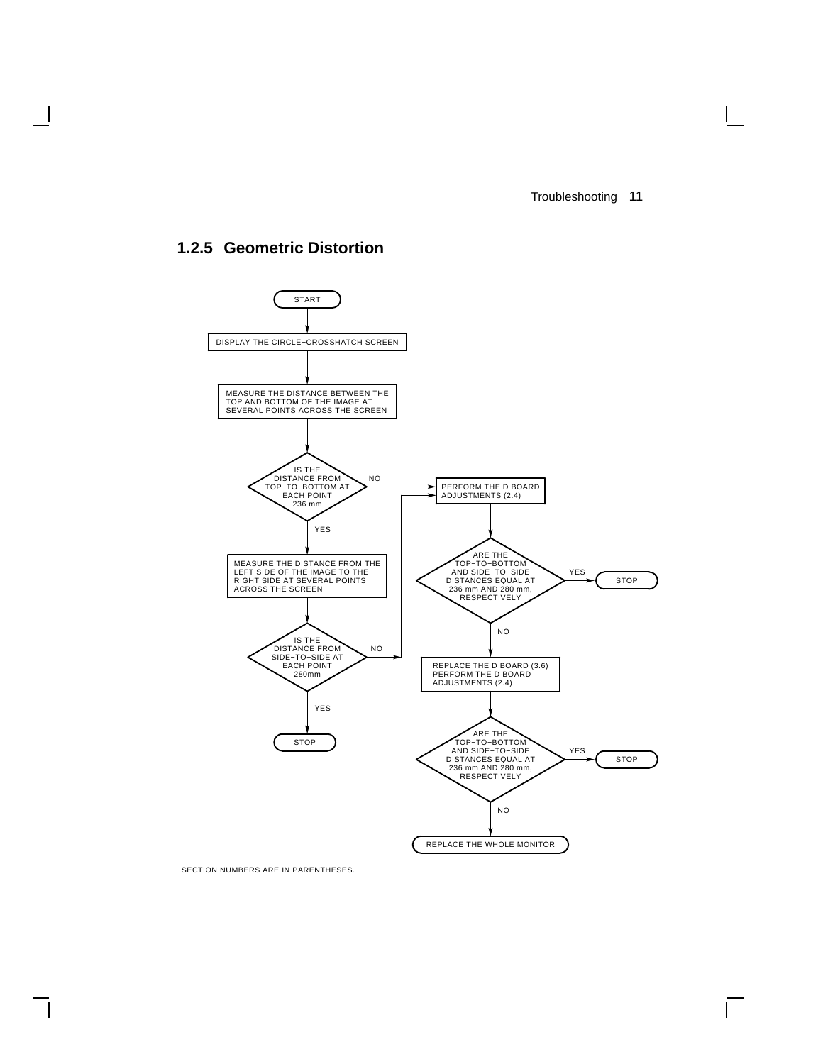## 1.2.5 Geometric Distortion

START

DISPLAY THE CIRCLE–CROSSHATCH SCREEN

MEASURE THE DISTANCE BETWEEN THE TOP AND BOTTOM OF THE IMAGE AT SEVERAL POINTS ACROSS THE SCREEN

IS THE DISTANCE FROM TOP–TO–BOTTOM AT EACH POINT 236 mm

- NO → PERFORM THE D BOARD ADJUSTMENTS (2.4)
- YES → MEASURE THE DISTANCE FROM THE LEFT SIDE OF THE IMAGE TO THE RIGHT SIDE AT SEVERAL POINTS ACROSS THE SCREEN

IS THE DISTANCE FROM SIDE–TO–SIDE AT EACH POINT 280mm

- NO → PERFORM THE D BOARD ADJUSTMENTS (2.4)
- YES → STOP

PERFORM THE D BOARD ADJUSTMENTS (2.4)

ARE THE TOP–TO–BOTTOM AND SIDE–TO–SIDE DISTANCES EQUAL AT 236 mm AND 280 mm, RESPECTIVELY

- YES → STOP
- NO → REPLACE THE D BOARD (3.6) PERFORM THE D BOARD ADJUSTMENTS (2.4)

ARE THE TOP–TO–BOTTOM AND SIDE–TO–SIDE DISTANCES EQUAL AT 236 mm AND 280 mm, RESPECTIVELY

- YES → STOP
- NO → REPLACE THE WHOLE MONITOR

SECTION NUMBERS ARE IN PARENTHESES.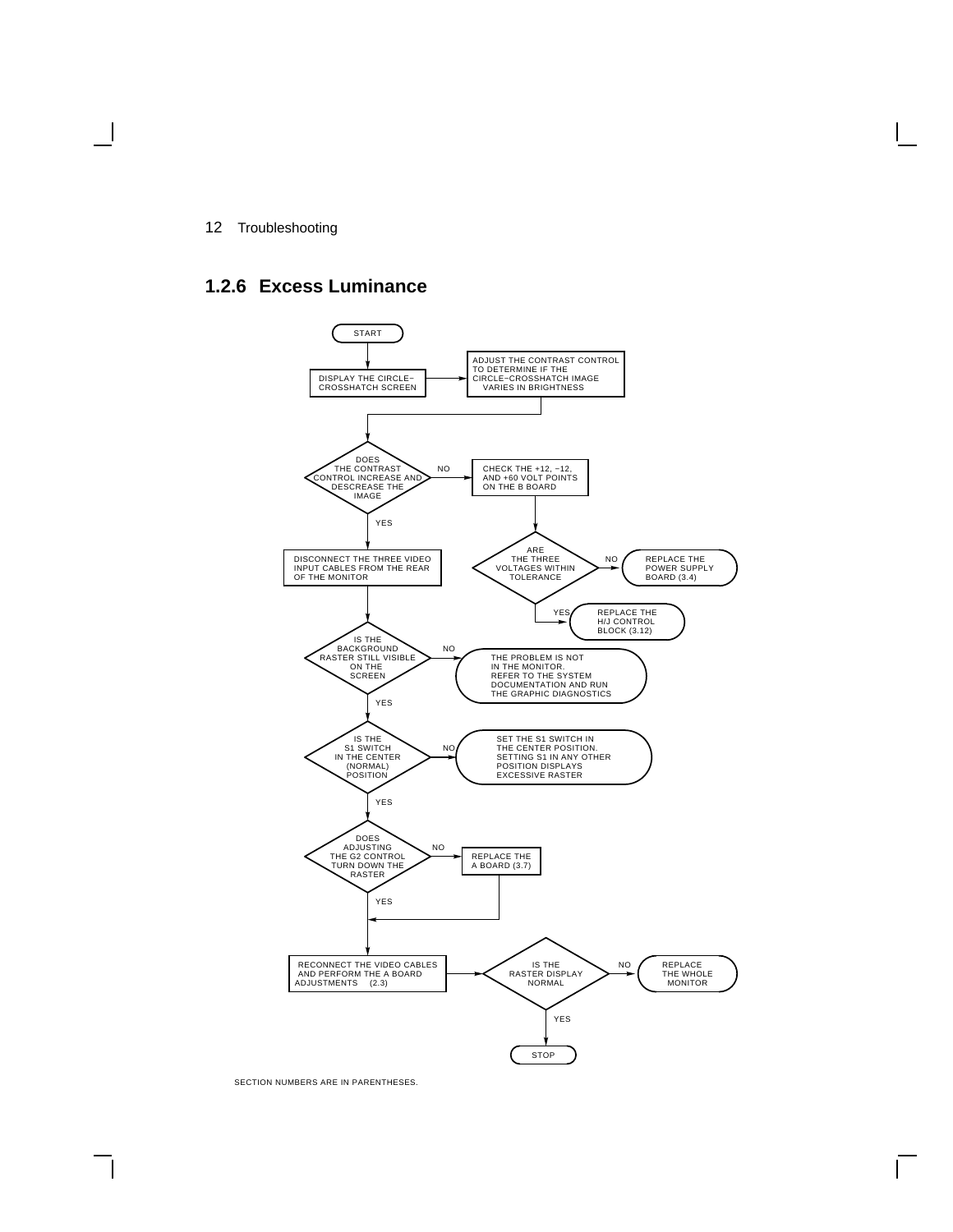## 1.2.6 Excess Luminance

START

DISPLAY THE CIRCLE–CROSSHATCH SCREEN

ADJUST THE CONTRAST CONTROL TO DETERMINE IF THE CIRCLE–CROSSHATCH IMAGE VARIES IN BRIGHTNESS

DOES THE CONTRAST CONTROL INCREASE AND DESCREASE THE IMAGE

NO → CHECK THE +12, −12, AND +60 VOLT POINTS ON THE B BOARD

ARE THE THREE VOLTAGES WITHIN TOLERANCE

NO → REPLACE THE POWER SUPPLY BOARD (3.4)

YES → REPLACE THE H/J CONTROL BLOCK (3.12)

YES → DISCONNECT THE THREE VIDEO INPUT CABLES FROM THE REAR OF THE MONITOR

IS THE BACKGROUND RASTER STILL VISIBLE ON THE SCREEN

NO → THE PROBLEM IS NOT IN THE MONITOR. REFER TO THE SYSTEM DOCUMENTATION AND RUN THE GRAPHIC DIAGNOSTICS

YES → IS THE S1 SWITCH IN THE CENTER (NORMAL) POSITION

NO → SET THE S1 SWITCH IN THE CENTER POSITION. SETTING S1 IN ANY OTHER POSITION DISPLAYS EXCESSIVE RASTER

YES → DOES ADJUSTING THE G2 CONTROL TURN DOWN THE RASTER

NO → REPLACE THE A BOARD (3.7)

YES → RECONNECT THE VIDEO CABLES AND PERFORM THE A BOARD ADJUSTMENTS (2.3)

IS THE RASTER DISPLAY NORMAL

NO → REPLACE THE WHOLE MONITOR

YES → STOP

SECTION NUMBERS ARE IN PARENTHESES.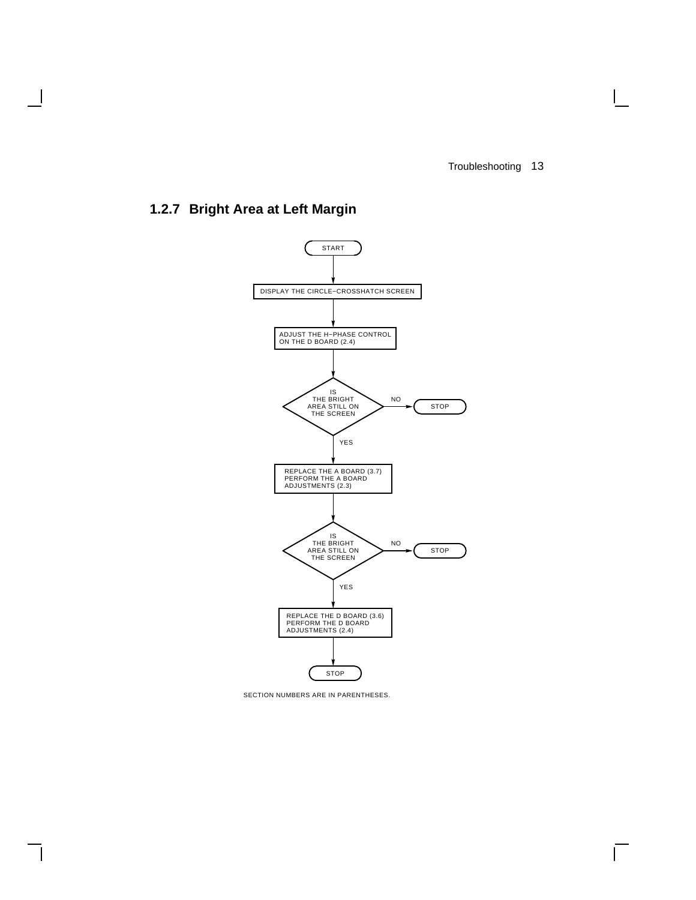### 1.2.7 Bright Area at Left Margin

START

DISPLAY THE CIRCLE–CROSSHATCH SCREEN

ADJUST THE H–PHASE CONTROL ON THE D BOARD (2.4)

IS THE BRIGHT AREA STILL ON THE SCREEN — NO → STOP

YES

REPLACE THE A BOARD (3.7)
PERFORM THE A BOARD ADJUSTMENTS (2.3)

IS THE BRIGHT AREA STILL ON THE SCREEN — NO → STOP

YES

REPLACE THE D BOARD (3.6)
PERFORM THE D BOARD ADJUSTMENTS (2.4)

STOP

SECTION NUMBERS ARE IN PARENTHESES.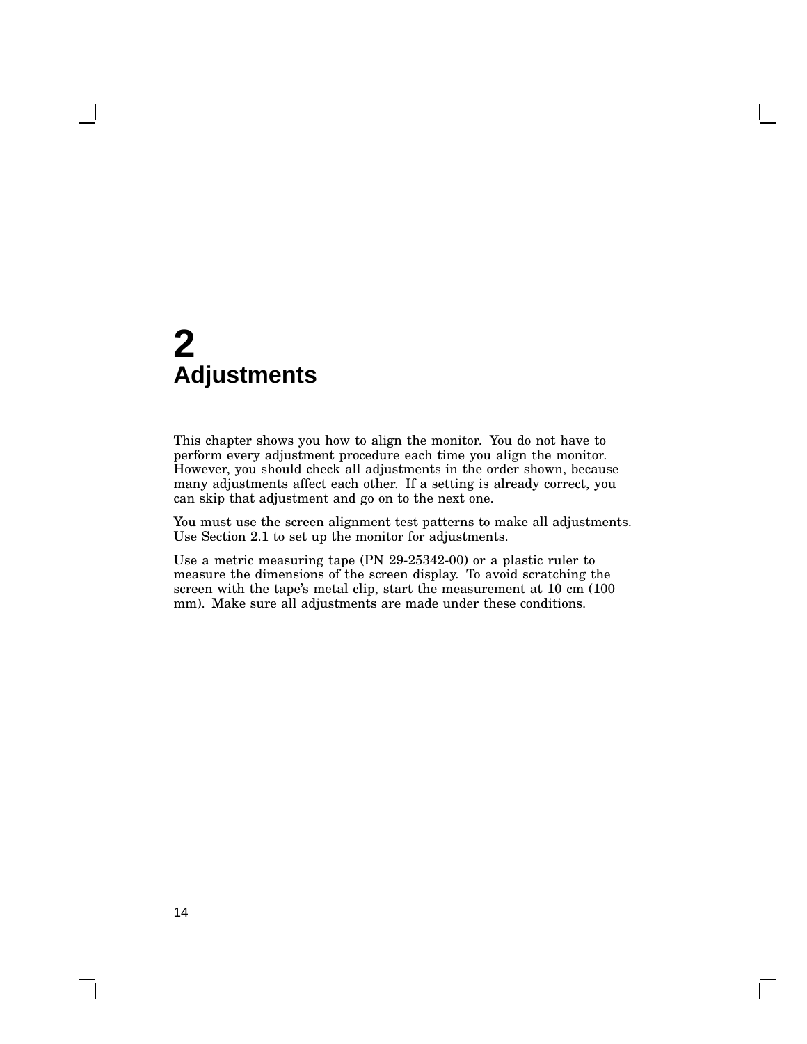# 2 Adjustments

This chapter shows you how to align the monitor. You do not have to perform every adjustment procedure each time you align the monitor. However, you should check all adjustments in the order shown, because many adjustments affect each other. If a setting is already correct, you can skip that adjustment and go on to the next one.

You must use the screen alignment test patterns to make all adjustments. Use Section 2.1 to set up the monitor for adjustments.

Use a metric measuring tape (PN 29-25342-00) or a plastic ruler to measure the dimensions of the screen display. To avoid scratching the screen with the tape's metal clip, start the measurement at 10 cm (100 mm). Make sure all adjustments are made under these conditions.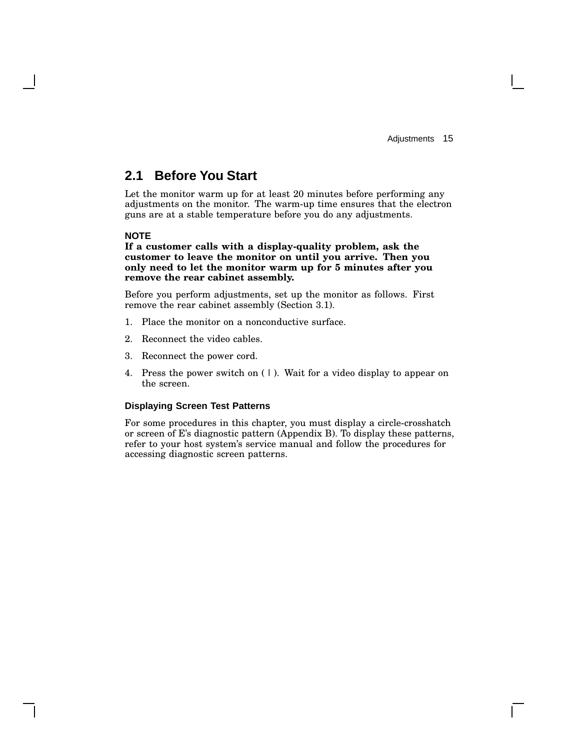## 2.1 Before You Start

Let the monitor warm up for at least 20 minutes before performing any adjustments on the monitor. The warm-up time ensures that the electron guns are at a stable temperature before you do any adjustments.

**NOTE**

**If a customer calls with a display-quality problem, ask the customer to leave the monitor on until you arrive. Then you only need to let the monitor warm up for 5 minutes after you remove the rear cabinet assembly.**

Before you perform adjustments, set up the monitor as follows. First remove the rear cabinet assembly (Section 3.1).

1. Place the monitor on a nonconductive surface.
2. Reconnect the video cables.
3. Reconnect the power cord.
4. Press the power switch on ( | ). Wait for a video display to appear on the screen.

### Displaying Screen Test Patterns

For some procedures in this chapter, you must display a circle-crosshatch or screen of E's diagnostic pattern (Appendix B). To display these patterns, refer to your host system's service manual and follow the procedures for accessing diagnostic screen patterns.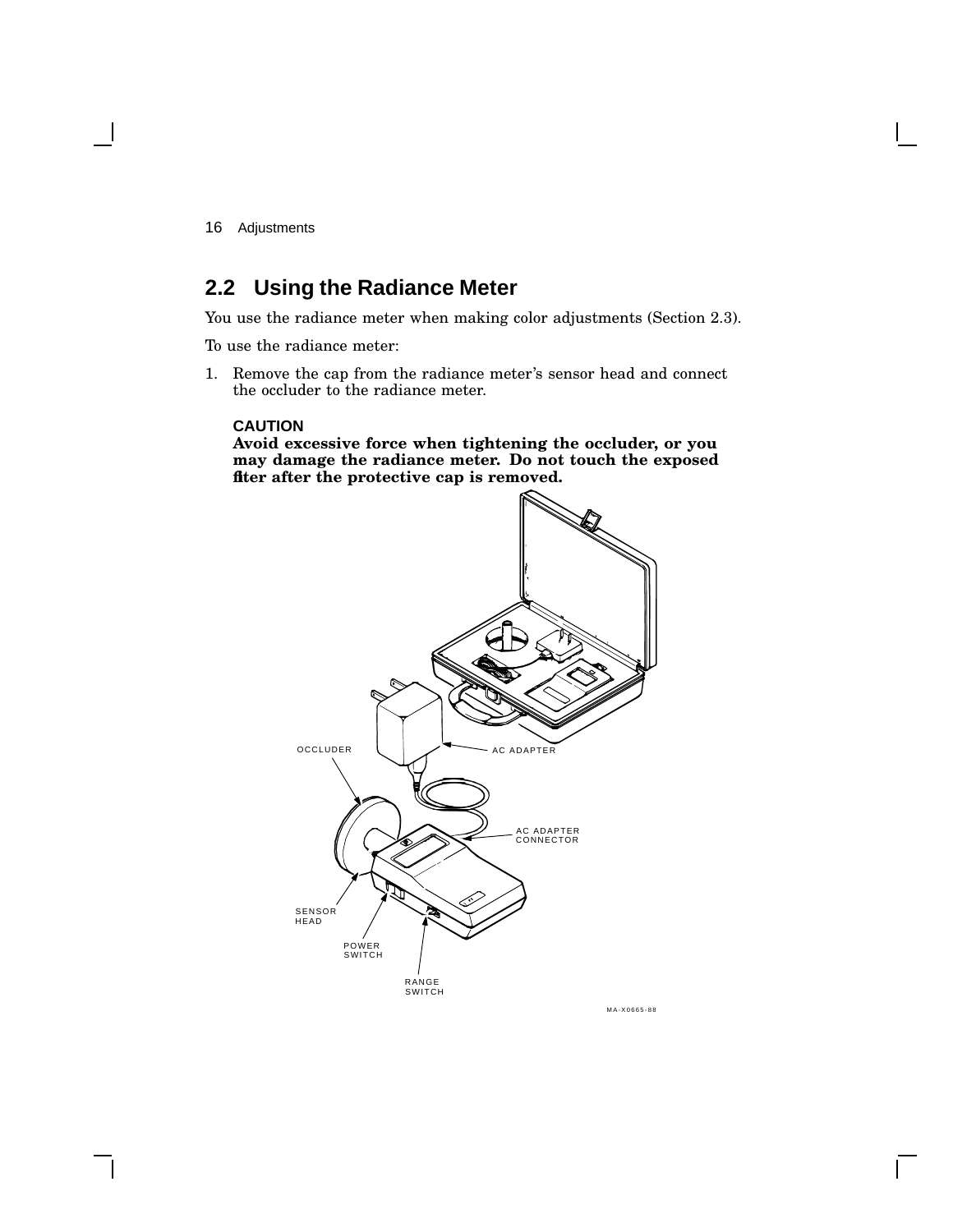## 2.2 Using the Radiance Meter

You use the radiance meter when making color adjustments (Section 2.3).

To use the radiance meter:

1. Remove the cap from the radiance meter's sensor head and connect the occluder to the radiance meter.

   **CAUTION**
   **Avoid excessive force when tightening the occluder, or you may damage the radiance meter. Do not touch the exposed filter after the protective cap is removed.**

OCCLUDER
AC ADAPTER
AC ADAPTER CONNECTOR
SENSOR HEAD
POWER SWITCH
RANGE SWITCH

MA-X0665-88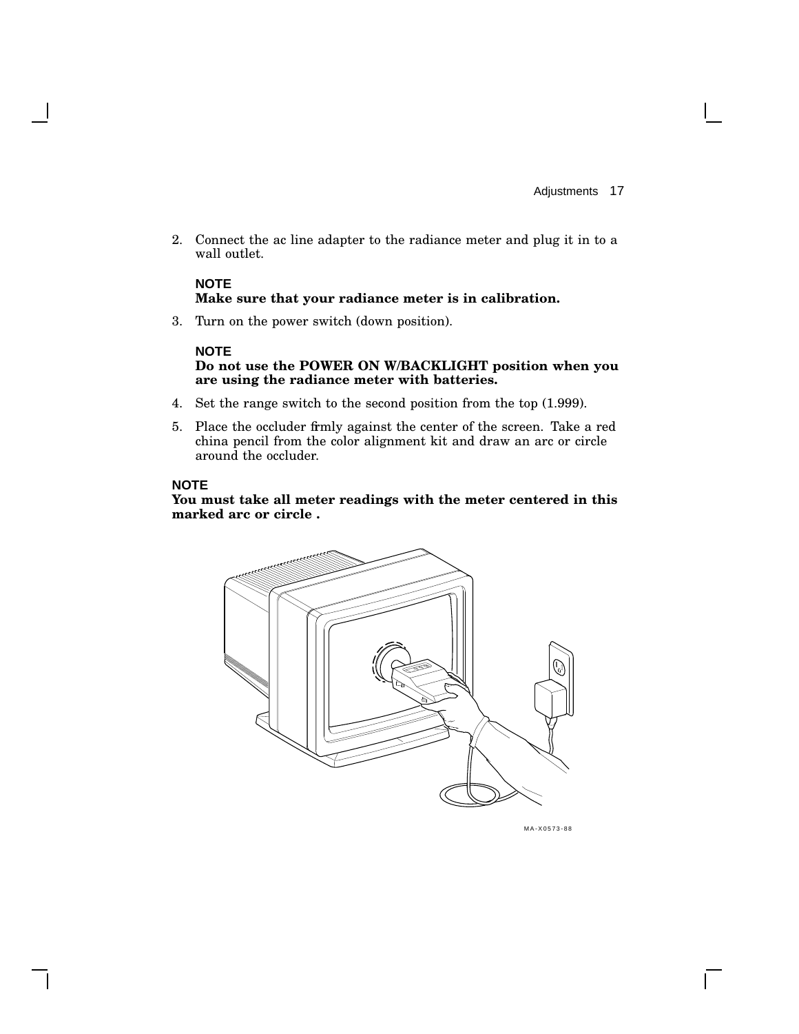2. Connect the ac line adapter to the radiance meter and plug it in to a wall outlet.

   **NOTE**
   **Make sure that your radiance meter is in calibration.**

3. Turn on the power switch (down position).

   **NOTE**
   **Do not use the POWER ON W/BACKLIGHT position when you are using the radiance meter with batteries.**

4. Set the range switch to the second position from the top (1.999).
5. Place the occluder firmly against the center of the screen. Take a red china pencil from the color alignment kit and draw an arc or circle around the occluder.

**NOTE**
**You must take all meter readings with the meter centered in this marked arc or circle .**

MA-X0573-88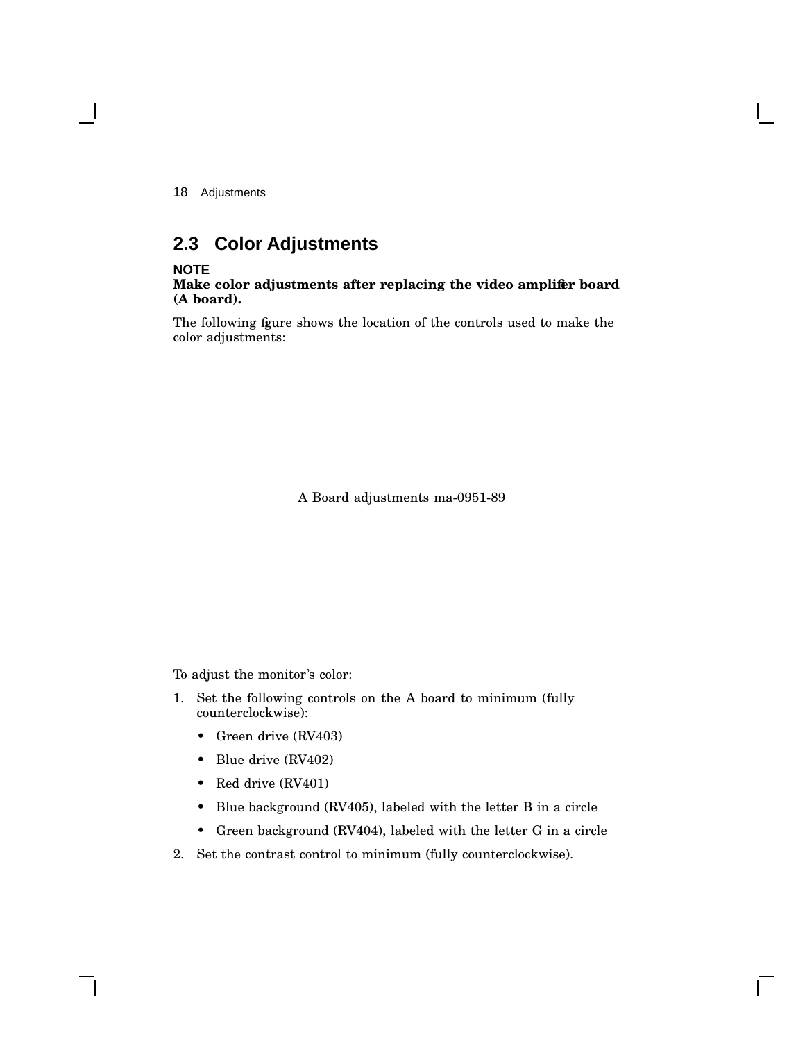## 2.3 Color Adjustments

**NOTE**

**Make color adjustments after replacing the video amplifier board (A board).**

The following figure shows the location of the controls used to make the color adjustments:

A Board adjustments ma-0951-89

To adjust the monitor's color:

1. Set the following controls on the A board to minimum (fully counterclockwise):
   - Green drive (RV403)
   - Blue drive (RV402)
   - Red drive (RV401)
   - Blue background (RV405), labeled with the letter B in a circle
   - Green background (RV404), labeled with the letter G in a circle
2. Set the contrast control to minimum (fully counterclockwise).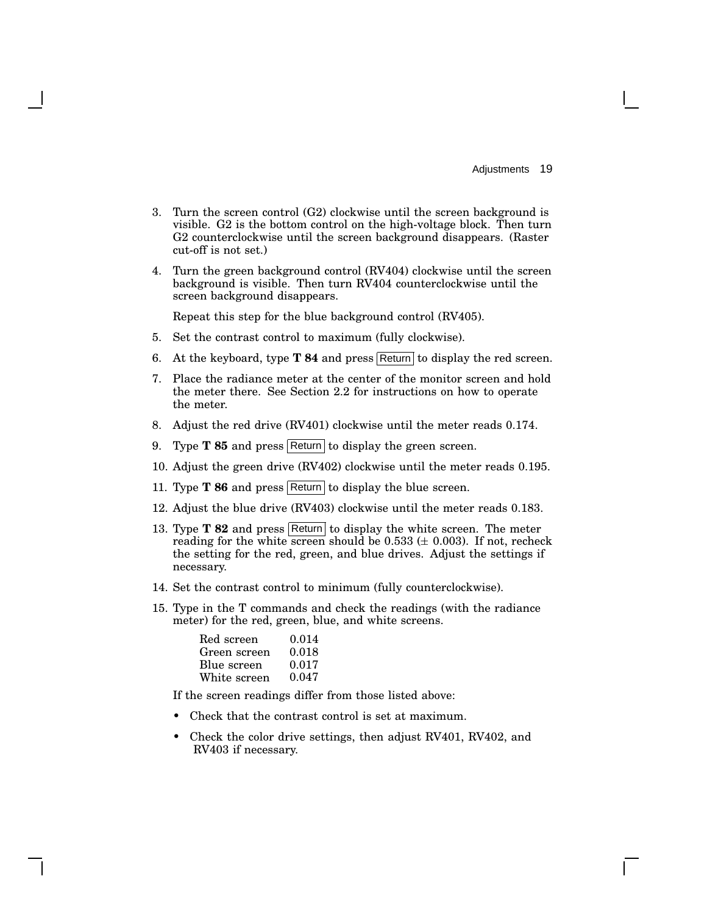3. Turn the screen control (G2) clockwise until the screen background is visible. G2 is the bottom control on the high-voltage block. Then turn G2 counterclockwise until the screen background disappears. (Raster cut-off is not set.)
4. Turn the green background control (RV404) clockwise until the screen background is visible. Then turn RV404 counterclockwise until the screen background disappears.

   Repeat this step for the blue background control (RV405).
5. Set the contrast control to maximum (fully clockwise).
6. At the keyboard, type **T 84** and press Return to display the red screen.
7. Place the radiance meter at the center of the monitor screen and hold the meter there. See Section 2.2 for instructions on how to operate the meter.
8. Adjust the red drive (RV401) clockwise until the meter reads 0.174.
9. Type **T 85** and press Return to display the green screen.
10. Adjust the green drive (RV402) clockwise until the meter reads 0.195.
11. Type **T 86** and press Return to display the blue screen.
12. Adjust the blue drive (RV403) clockwise until the meter reads 0.183.
13. Type **T 82** and press Return to display the white screen. The meter reading for the white screen should be 0.533 (± 0.003). If not, recheck the setting for the red, green, and blue drives. Adjust the settings if necessary.
14. Set the contrast control to minimum (fully counterclockwise).
15. Type in the T commands and check the readings (with the radiance meter) for the red, green, blue, and white screens.

    | | |
    |---|---|
    | Red screen | 0.014 |
    | Green screen | 0.018 |
    | Blue screen | 0.017 |
    | White screen | 0.047 |

    If the screen readings differ from those listed above:

    - Check that the contrast control is set at maximum.
    - Check the color drive settings, then adjust RV401, RV402, and RV403 if necessary.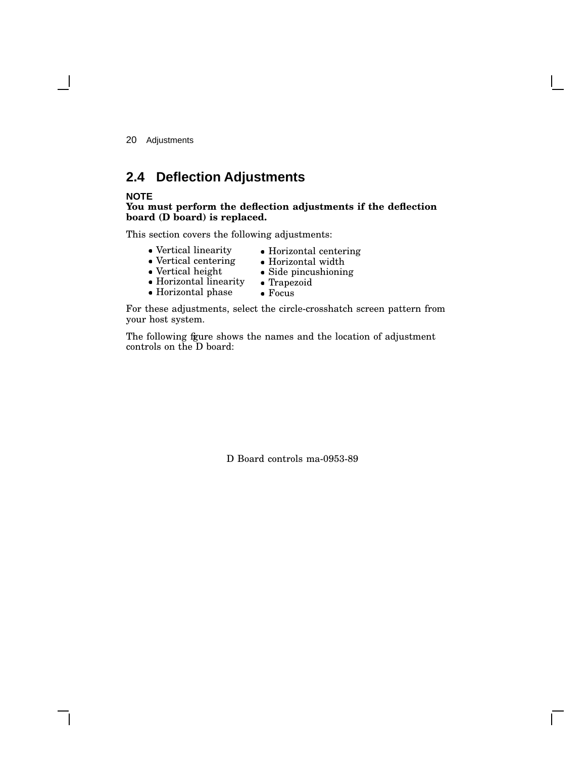## 2.4 Deflection Adjustments

**NOTE**
**You must perform the deflection adjustments if the deflection board (D board) is replaced.**

This section covers the following adjustments:

- Vertical linearity
- Vertical centering
- Vertical height
- Horizontal linearity
- Horizontal phase
- Horizontal centering
- Horizontal width
- Side pincushioning
- Trapezoid
- Focus

For these adjustments, select the circle-crosshatch screen pattern from your host system.

The following figure shows the names and the location of adjustment controls on the D board:

D Board controls ma-0953-89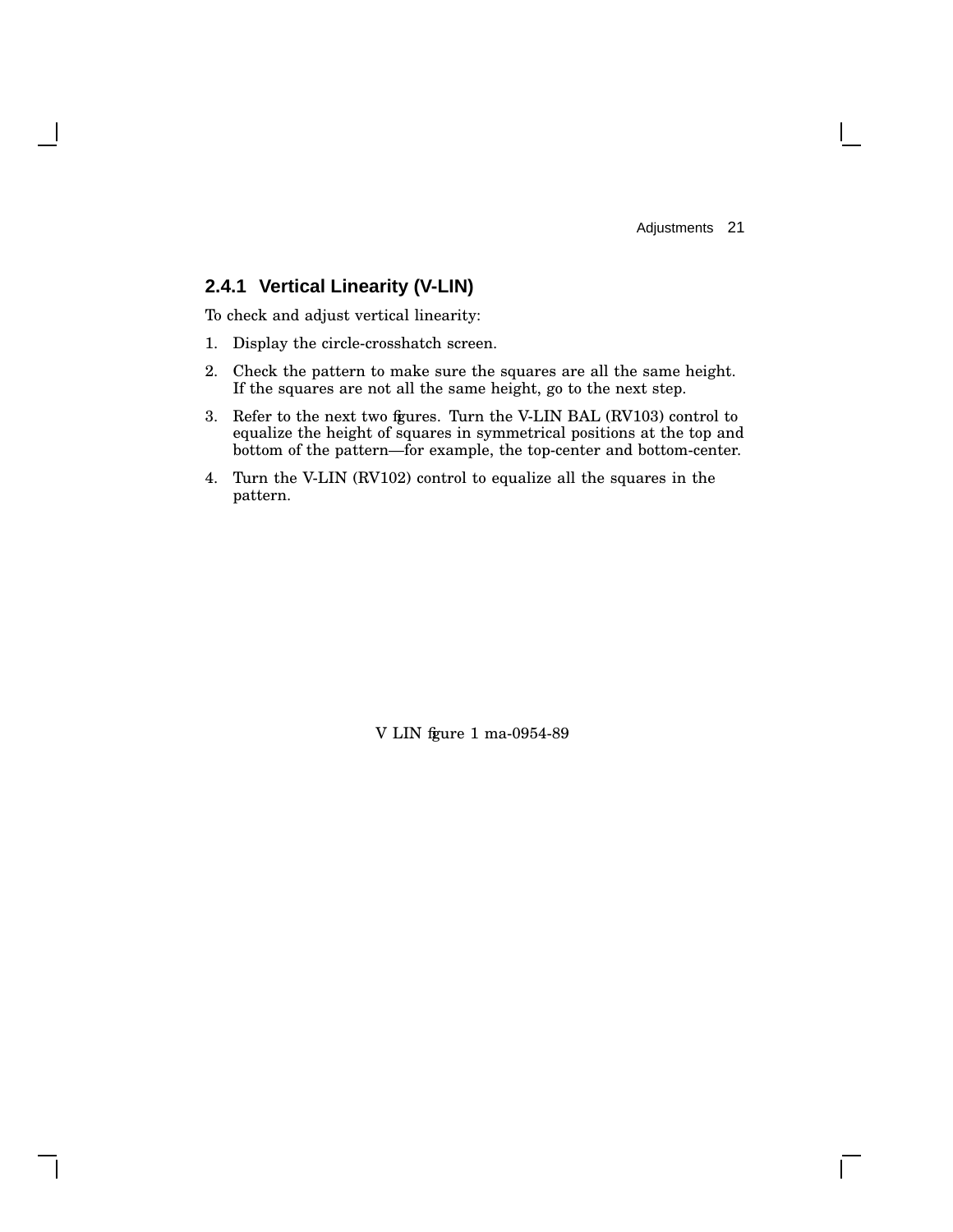### 2.4.1 Vertical Linearity (V-LIN)

To check and adjust vertical linearity:

1. Display the circle-crosshatch screen.
2. Check the pattern to make sure the squares are all the same height. If the squares are not all the same height, go to the next step.
3. Refer to the next two figures. Turn the V-LIN BAL (RV103) control to equalize the height of squares in symmetrical positions at the top and bottom of the pattern—for example, the top-center and bottom-center.
4. Turn the V-LIN (RV102) control to equalize all the squares in the pattern.

V LIN figure 1 ma-0954-89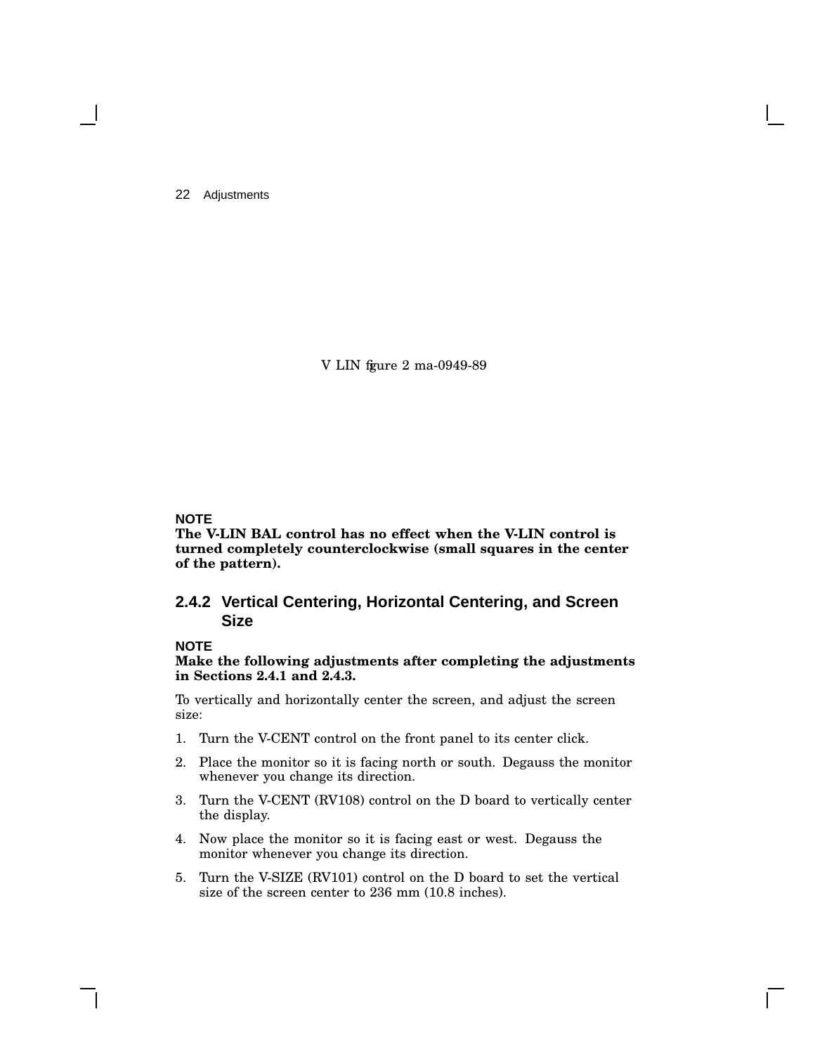V LIN figure 2 ma-0949-89

**NOTE**

**The V-LIN BAL control has no effect when the V-LIN control is turned completely counterclockwise (small squares in the center of the pattern).**

### 2.4.2 Vertical Centering, Horizontal Centering, and Screen Size

**NOTE**

**Make the following adjustments after completing the adjustments in Sections 2.4.1 and 2.4.3.**

To vertically and horizontally center the screen, and adjust the screen size:

1. Turn the V-CENT control on the front panel to its center click.
2. Place the monitor so it is facing north or south. Degauss the monitor whenever you change its direction.
3. Turn the V-CENT (RV108) control on the D board to vertically center the display.
4. Now place the monitor so it is facing east or west. Degauss the monitor whenever you change its direction.
5. Turn the V-SIZE (RV101) control on the D board to set the vertical size of the screen center to 236 mm (10.8 inches).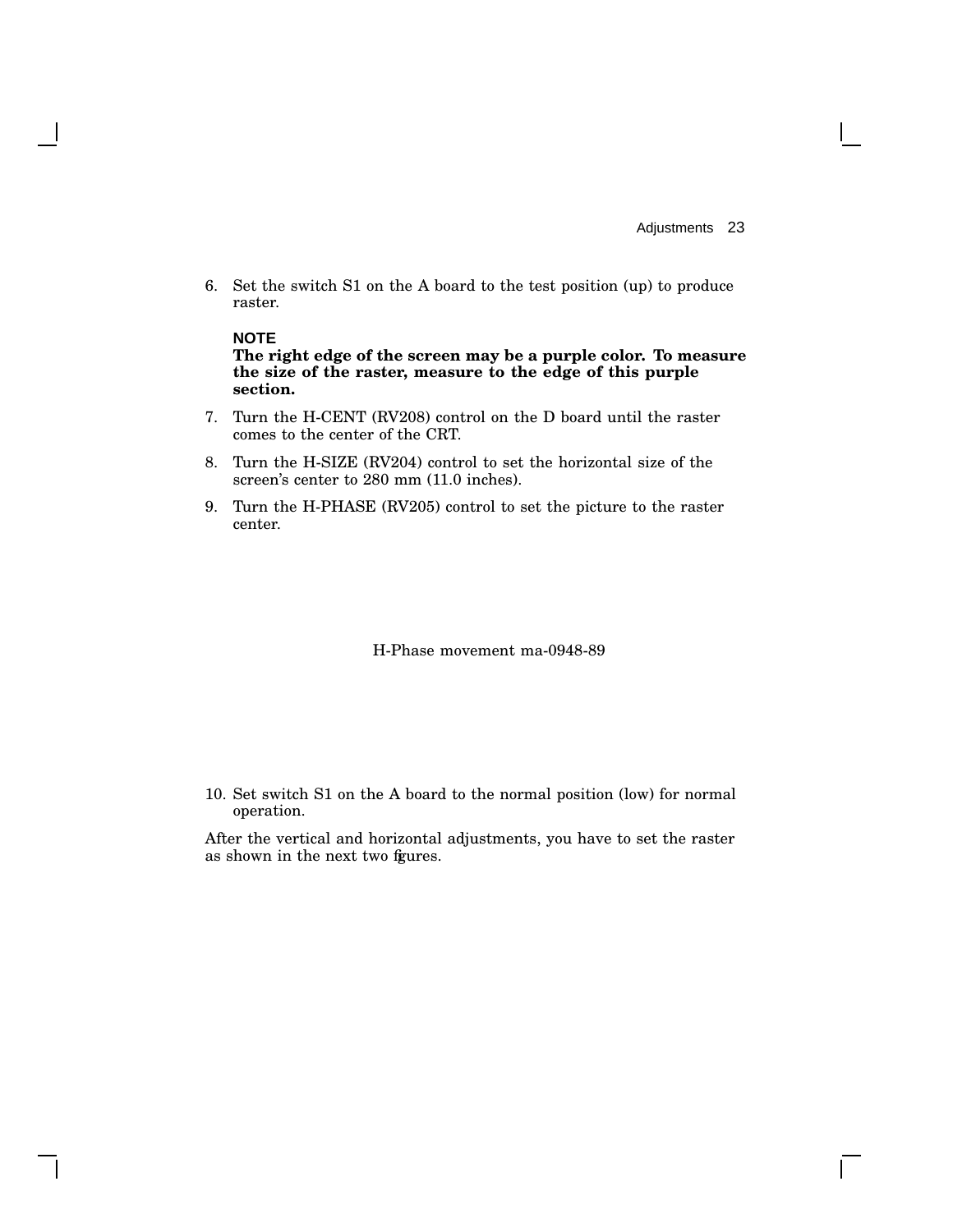6. Set the switch S1 on the A board to the test position (up) to produce raster.

   **NOTE**
   **The right edge of the screen may be a purple color. To measure the size of the raster, measure to the edge of this purple section.**

7. Turn the H-CENT (RV208) control on the D board until the raster comes to the center of the CRT.
8. Turn the H-SIZE (RV204) control to set the horizontal size of the screen's center to 280 mm (11.0 inches).
9. Turn the H-PHASE (RV205) control to set the picture to the raster center.

H-Phase movement ma-0948-89

10. Set switch S1 on the A board to the normal position (low) for normal operation.

After the vertical and horizontal adjustments, you have to set the raster as shown in the next two figures.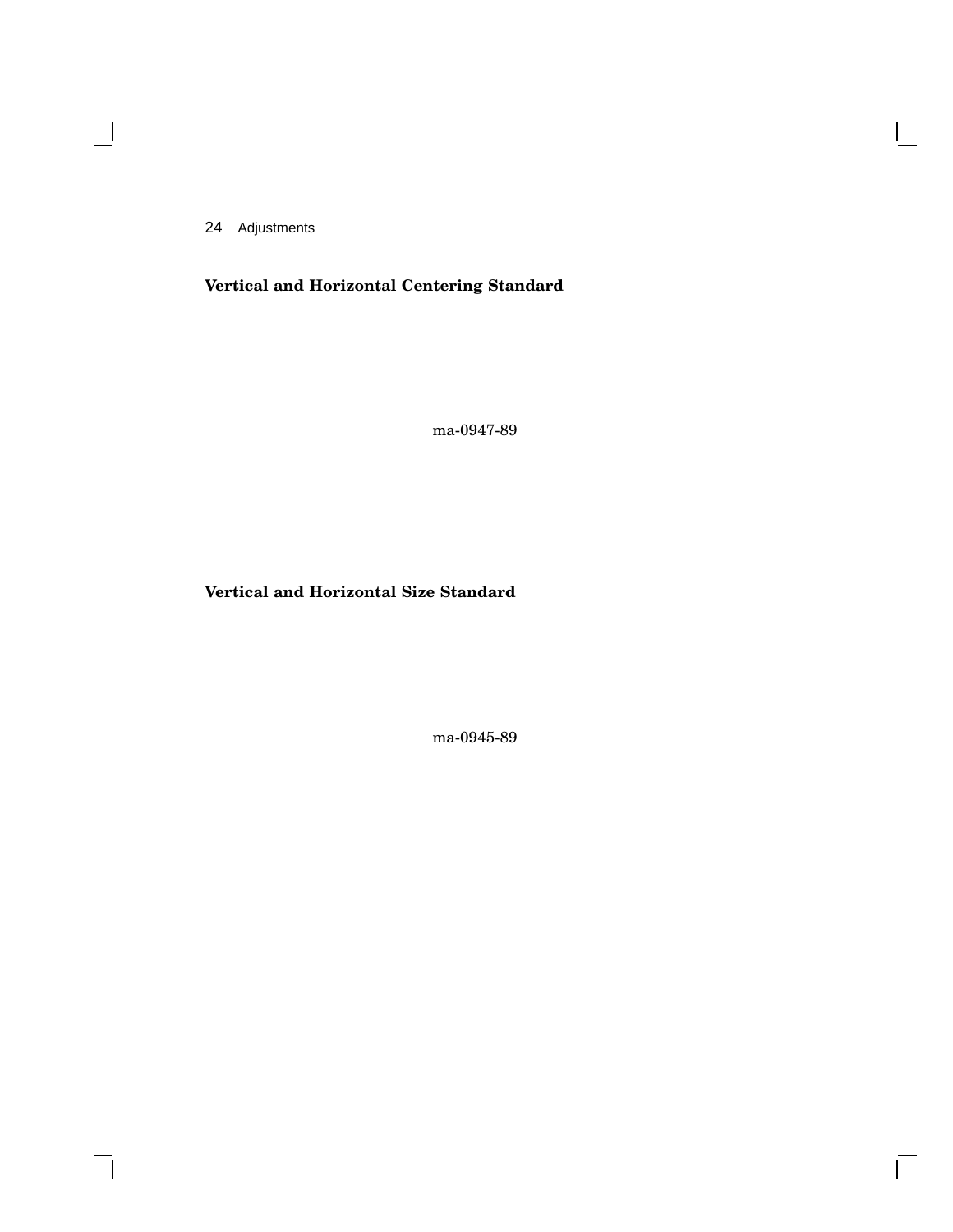**Vertical and Horizontal Centering Standard**

ma-0947-89

**Vertical and Horizontal Size Standard**

ma-0945-89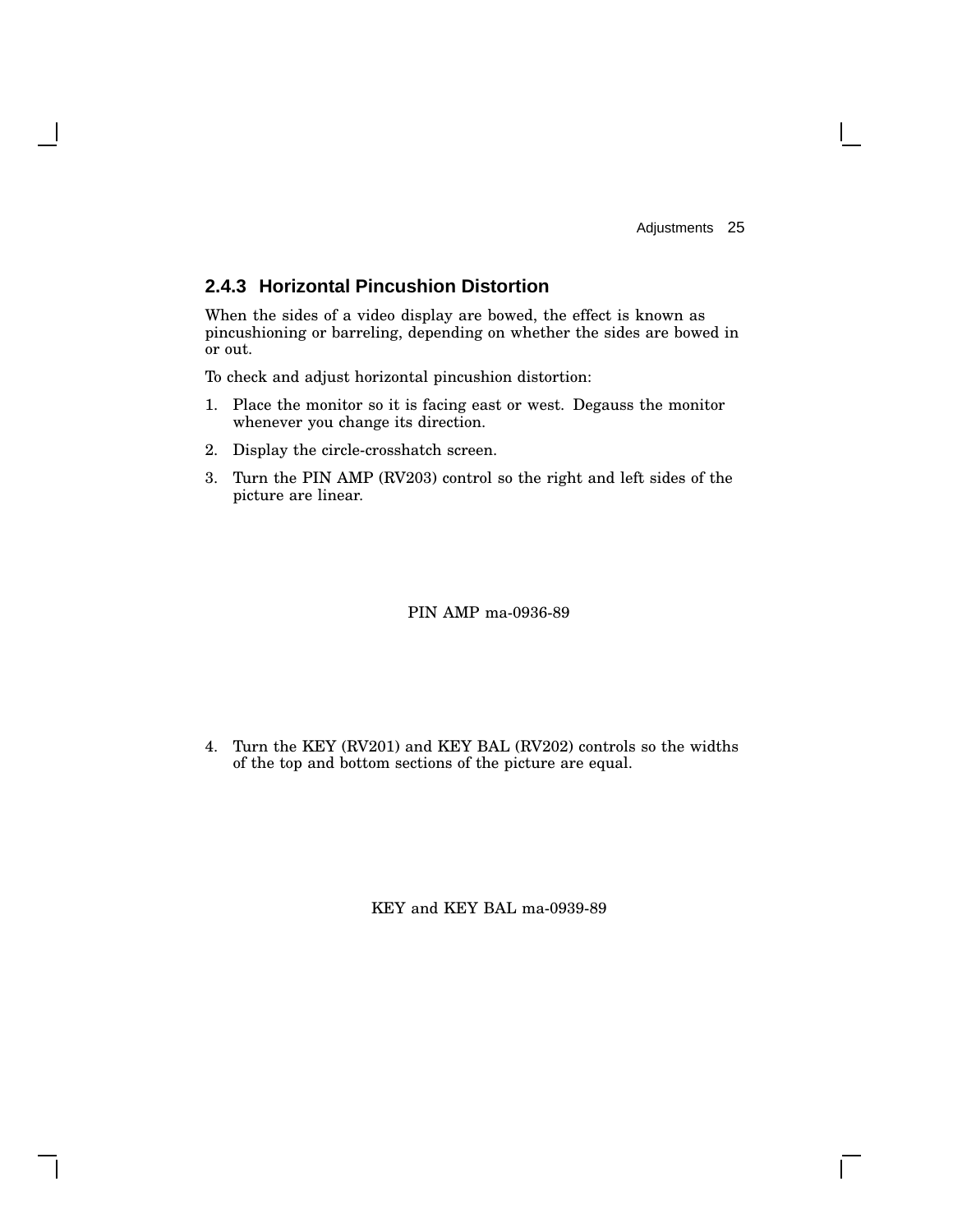### 2.4.3 Horizontal Pincushion Distortion

When the sides of a video display are bowed, the effect is known as pincushioning or barreling, depending on whether the sides are bowed in or out.

To check and adjust horizontal pincushion distortion:

1. Place the monitor so it is facing east or west. Degauss the monitor whenever you change its direction.
2. Display the circle-crosshatch screen.
3. Turn the PIN AMP (RV203) control so the right and left sides of the picture are linear.

PIN AMP ma-0936-89

4. Turn the KEY (RV201) and KEY BAL (RV202) controls so the widths of the top and bottom sections of the picture are equal.

KEY and KEY BAL ma-0939-89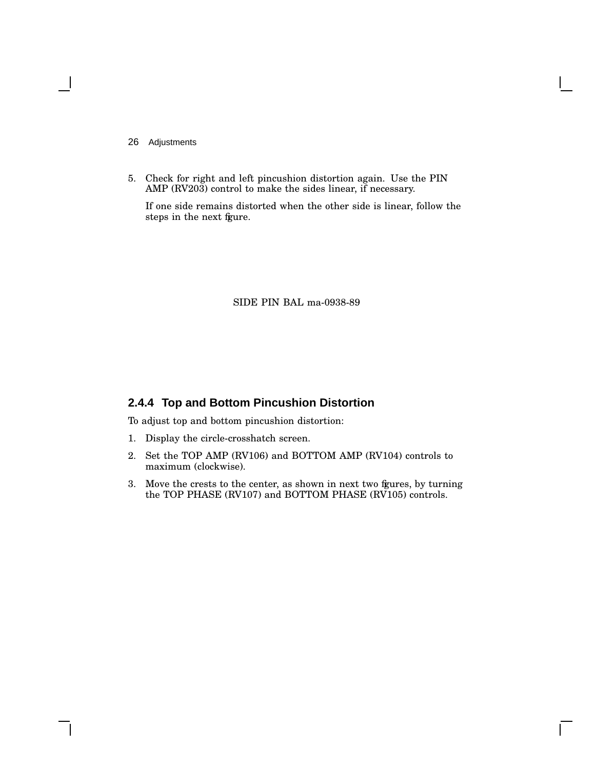5. Check for right and left pincushion distortion again. Use the PIN AMP (RV203) control to make the sides linear, if necessary.

   If one side remains distorted when the other side is linear, follow the steps in the next figure.

SIDE PIN BAL ma-0938-89

### 2.4.4 Top and Bottom Pincushion Distortion

To adjust top and bottom pincushion distortion:

1. Display the circle-crosshatch screen.
2. Set the TOP AMP (RV106) and BOTTOM AMP (RV104) controls to maximum (clockwise).
3. Move the crests to the center, as shown in next two figures, by turning the TOP PHASE (RV107) and BOTTOM PHASE (RV105) controls.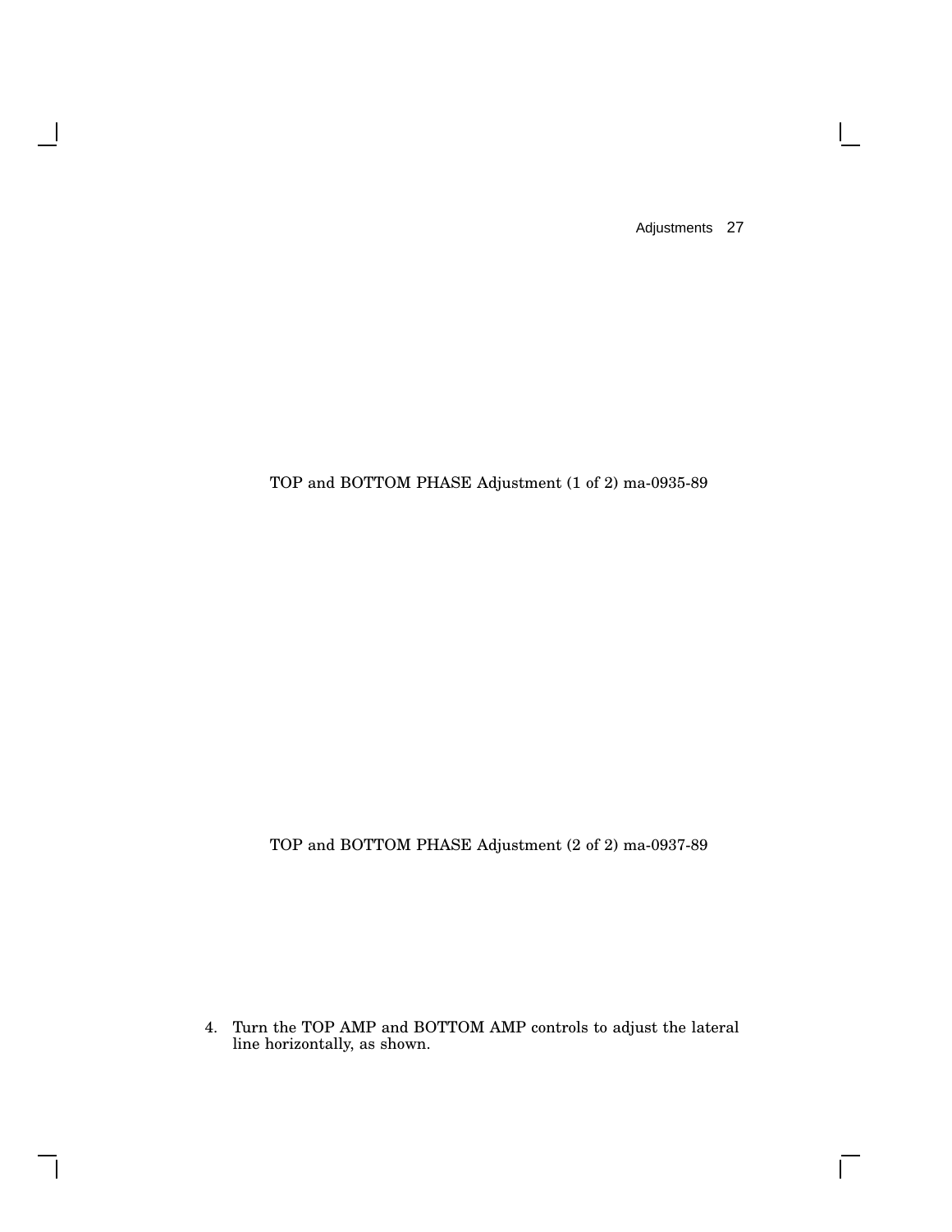TOP and BOTTOM PHASE Adjustment (1 of 2) ma-0935-89

TOP and BOTTOM PHASE Adjustment (2 of 2) ma-0937-89

4. Turn the TOP AMP and BOTTOM AMP controls to adjust the lateral line horizontally, as shown.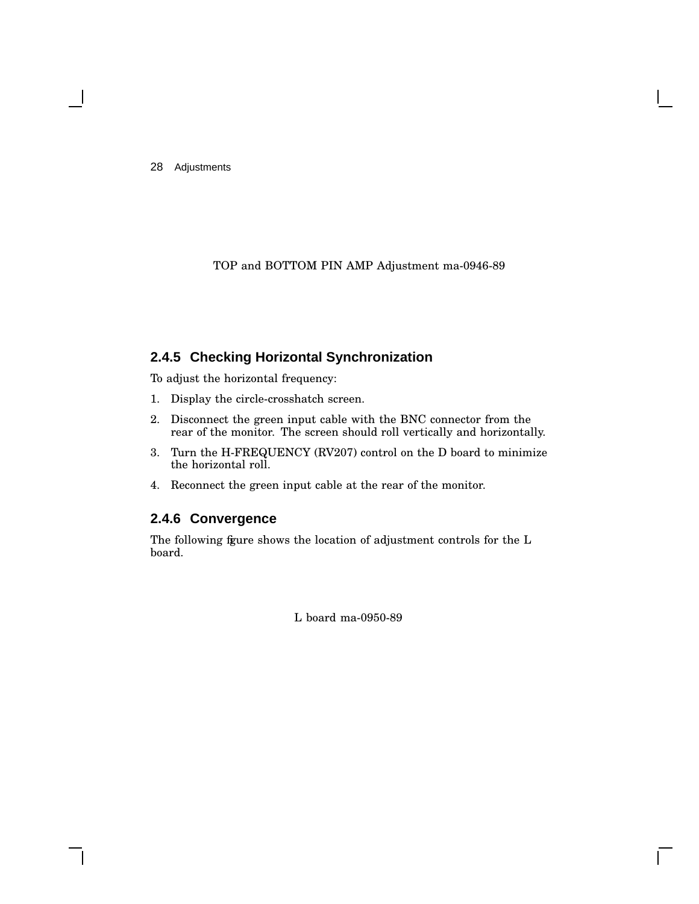TOP and BOTTOM PIN AMP Adjustment ma-0946-89

### 2.4.5 Checking Horizontal Synchronization

To adjust the horizontal frequency:

1. Display the circle-crosshatch screen.
2. Disconnect the green input cable with the BNC connector from the rear of the monitor. The screen should roll vertically and horizontally.
3. Turn the H-FREQUENCY (RV207) control on the D board to minimize the horizontal roll.
4. Reconnect the green input cable at the rear of the monitor.

### 2.4.6 Convergence

The following figure shows the location of adjustment controls for the L board.

L board ma-0950-89